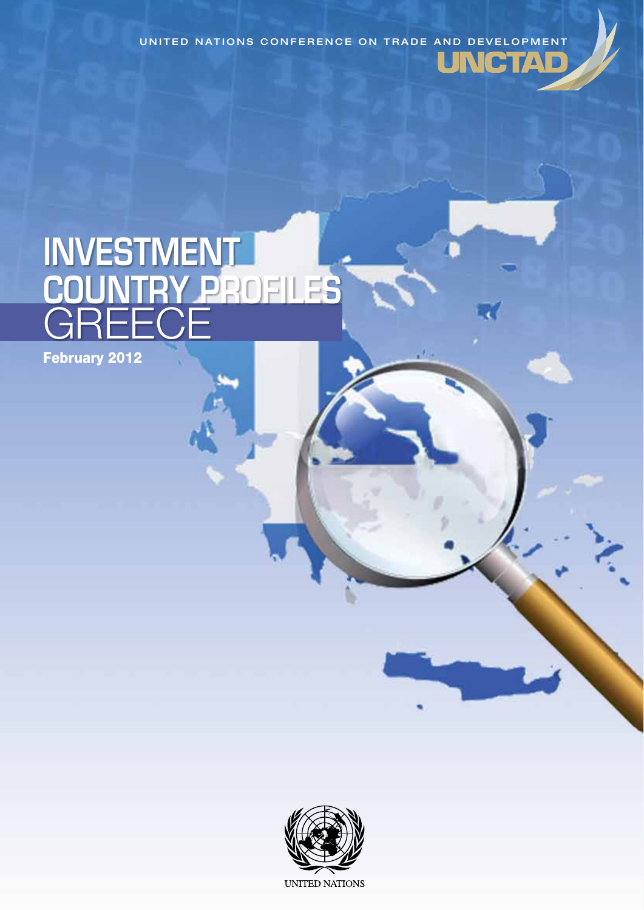UNITED NATIONS CONFERENCE ON TRADE AND DEVELOPMENT

UNCTAD

# INVESTMENT COUNTRY PROFILES GREECE

**February 2012**

UNITED NATIONS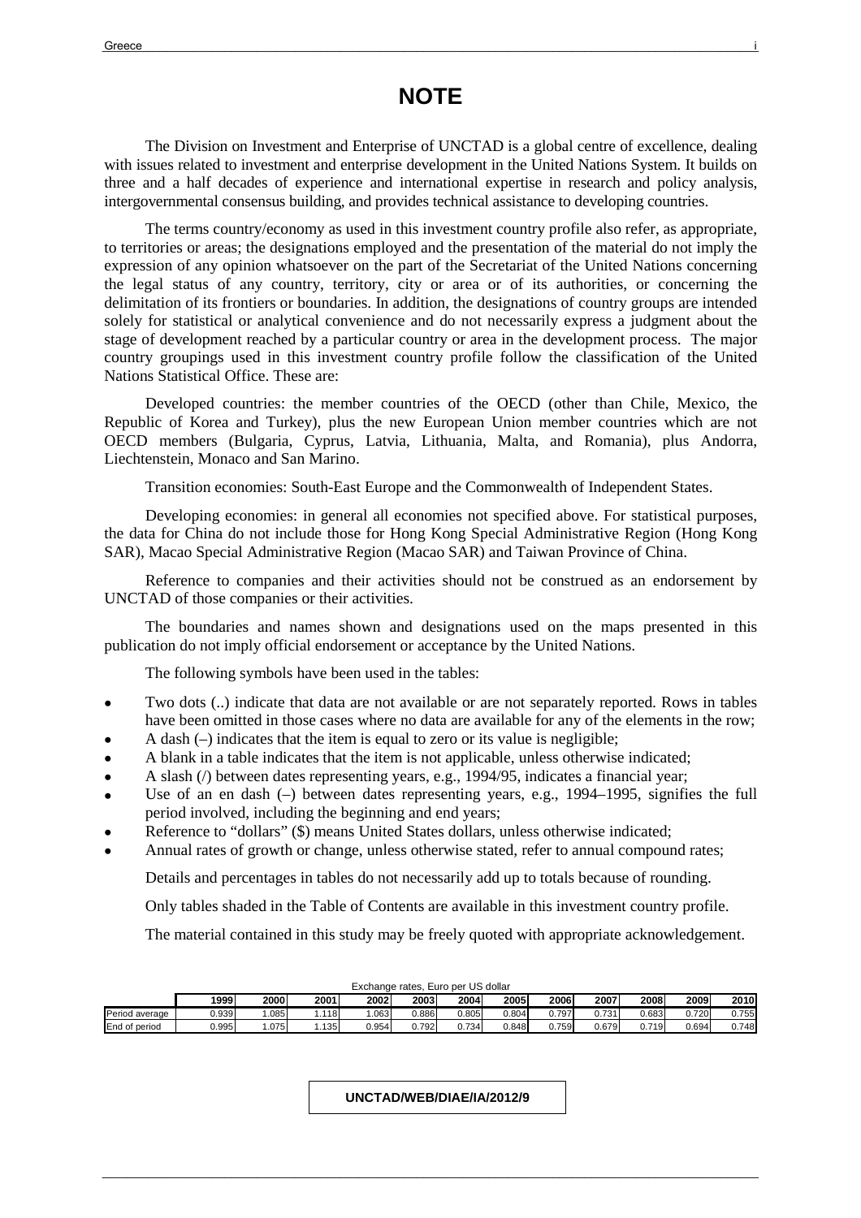# NOTE

The Division on Investment and Enterprise of UNCTAD is a global centre of excellence, dealing with issues related to investment and enterprise development in the United Nations System. It builds on three and a half decades of experience and international expertise in research and policy analysis, intergovernmental consensus building, and provides technical assistance to developing countries.

The terms country/economy as used in this investment country profile also refer, as appropriate, to territories or areas; the designations employed and the presentation of the material do not imply the expression of any opinion whatsoever on the part of the Secretariat of the United Nations concerning the legal status of any country, territory, city or area or of its authorities, or concerning the delimitation of its frontiers or boundaries. In addition, the designations of country groups are intended solely for statistical or analytical convenience and do not necessarily express a judgment about the stage of development reached by a particular country or area in the development process. The major country groupings used in this investment country profile follow the classification of the United Nations Statistical Office. These are:

Developed countries: the member countries of the OECD (other than Chile, Mexico, the Republic of Korea and Turkey), plus the new European Union member countries which are not OECD members (Bulgaria, Cyprus, Latvia, Lithuania, Malta, and Romania), plus Andorra, Liechtenstein, Monaco and San Marino.

Transition economies: South-East Europe and the Commonwealth of Independent States.

Developing economies: in general all economies not specified above. For statistical purposes, the data for China do not include those for Hong Kong Special Administrative Region (Hong Kong SAR), Macao Special Administrative Region (Macao SAR) and Taiwan Province of China.

Reference to companies and their activities should not be construed as an endorsement by UNCTAD of those companies or their activities.

The boundaries and names shown and designations used on the maps presented in this publication do not imply official endorsement or acceptance by the United Nations.

The following symbols have been used in the tables:

- Two dots (..) indicate that data are not available or are not separately reported. Rows in tables have been omitted in those cases where no data are available for any of the elements in the row;
- A dash (–) indicates that the item is equal to zero or its value is negligible;
- A blank in a table indicates that the item is not applicable, unless otherwise indicated;
- A slash (/) between dates representing years, e.g., 1994/95, indicates a financial year;
- Use of an en dash (–) between dates representing years, e.g., 1994–1995, signifies the full period involved, including the beginning and end years;
- Reference to "dollars" ($) means United States dollars, unless otherwise indicated;
- Annual rates of growth or change, unless otherwise stated, refer to annual compound rates;

Details and percentages in tables do not necessarily add up to totals because of rounding.

Only tables shaded in the Table of Contents are available in this investment country profile.

The material contained in this study may be freely quoted with appropriate acknowledgement.

Exchange rates, Euro per US dollar

| | 1999 | 2000 | 2001 | 2002 | 2003 | 2004 | 2005 | 2006 | 2007 | 2008 | 2009 | 2010 |
|---|---|---|---|---|---|---|---|---|---|---|---|---|
| Period average | 0.939 | 1.085 | 1.118 | 1.063 | 0.886 | 0.805 | 0.804 | 0.797 | 0.731 | 0.683 | 0.720 | 0.755 |
| End of period | 0.995 | 1.075 | 1.135 | 0.954 | 0.792 | 0.734 | 0.848 | 0.759 | 0.679 | 0.719 | 0.694 | 0.748 |

**UNCTAD/WEB/DIAE/IA/2012/9**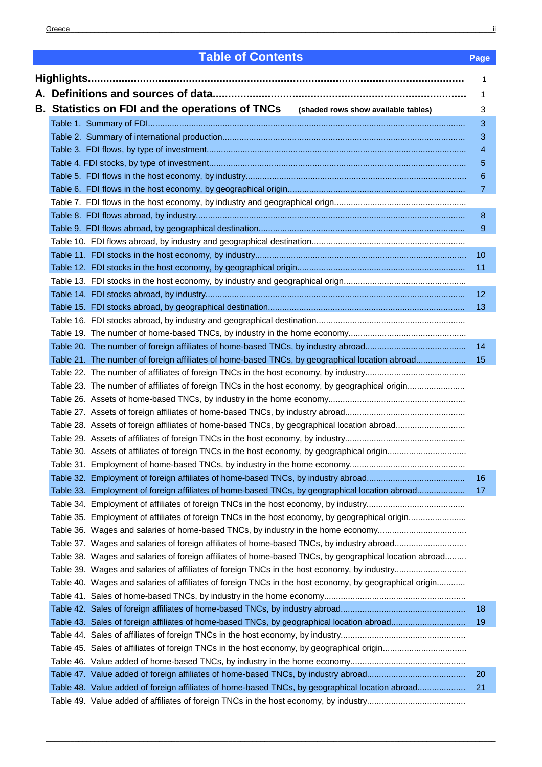## Table of Contents

| | Page |
|---|---|
| **Highlights** | 1 |
| **A. Definitions and sources of data** | 1 |
| **B. Statistics on FDI and the operations of TNCs** (shaded rows show available tables) | 3 |
| Table 1. Summary of FDI | 3 |
| Table 2. Summary of international production | 3 |
| Table 3. FDI flows, by type of investment | 4 |
| Table 4. FDI stocks, by type of investment | 5 |
| Table 5. FDI flows in the host economy, by industry | 6 |
| Table 6. FDI flows in the host economy, by geographical origin | 7 |
| Table 7. FDI flows in the host economy, by industry and geographical origin | |
| Table 8. FDI flows abroad, by industry | 8 |
| Table 9. FDI flows abroad, by geographical destination | 9 |
| Table 10. FDI flows abroad, by industry and geographical destination | |
| Table 11. FDI stocks in the host economy, by industry | 10 |
| Table 12. FDI stocks in the host economy, by geographical origin | 11 |
| Table 13. FDI stocks in the host economy, by industry and geographical origin | |
| Table 14. FDI stocks abroad, by industry | 12 |
| Table 15. FDI stocks abroad, by geographical destination | 13 |
| Table 16. FDI stocks abroad, by industry and geographical destination | |
| Table 19. The number of home-based TNCs, by industry in the home economy | |
| Table 20. The number of foreign affiliates of home-based TNCs, by industry abroad | 14 |
| Table 21. The number of foreign affiliates of home-based TNCs, by geographical location abroad | 15 |
| Table 22. The number of affiliates of foreign TNCs in the host economy, by industry | |
| Table 23. The number of affiliates of foreign TNCs in the host economy, by geographical origin | |
| Table 26. Assets of home-based TNCs, by industry in the home economy | |
| Table 27. Assets of foreign affiliates of home-based TNCs, by industry abroad | |
| Table 28. Assets of foreign affiliates of home-based TNCs, by geographical location abroad | |
| Table 29. Assets of affiliates of foreign TNCs in the host economy, by industry | |
| Table 30. Assets of affiliates of foreign TNCs in the host economy, by geographical origin | |
| Table 31. Employment of home-based TNCs, by industry in the home economy | |
| Table 32. Employment of foreign affiliates of home-based TNCs, by industry abroad | 16 |
| Table 33. Employment of foreign affiliates of home-based TNCs, by geographical location abroad | 17 |
| Table 34. Employment of affiliates of foreign TNCs in the host economy, by industry | |
| Table 35. Employment of affiliates of foreign TNCs in the host economy, by geographical origin | |
| Table 36. Wages and salaries of home-based TNCs, by industry in the home economy | |
| Table 37. Wages and salaries of foreign affiliates of home-based TNCs, by industry abroad | |
| Table 38. Wages and salaries of foreign affiliates of home-based TNCs, by geographical location abroad | |
| Table 39. Wages and salaries of affiliates of foreign TNCs in the host economy, by industry | |
| Table 40. Wages and salaries of affiliates of foreign TNCs in the host economy, by geographical origin | |
| Table 41. Sales of home-based TNCs, by industry in the home economy | |
| Table 42. Sales of foreign affiliates of home-based TNCs, by industry abroad | 18 |
| Table 43. Sales of foreign affiliates of home-based TNCs, by geographical location abroad | 19 |
| Table 44. Sales of affiliates of foreign TNCs in the host economy, by industry | |
| Table 45. Sales of affiliates of foreign TNCs in the host economy, by geographical origin | |
| Table 46. Value added of home-based TNCs, by industry in the home economy | |
| Table 47. Value added of foreign affiliates of home-based TNCs, by industry abroad | 20 |
| Table 48. Value added of foreign affiliates of home-based TNCs, by geographical location abroad | 21 |
| Table 49. Value added of affiliates of foreign TNCs in the host economy, by industry | |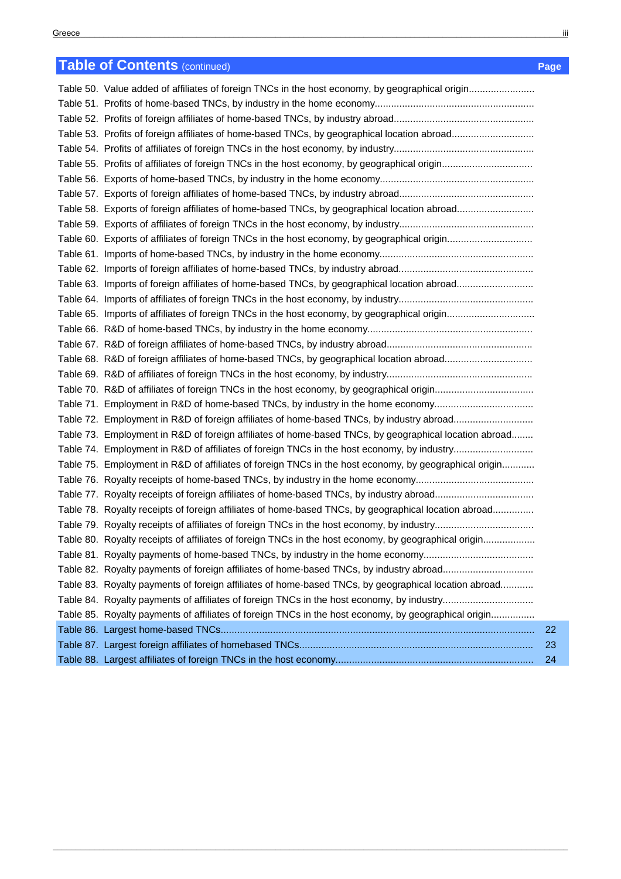## Table of Contents (continued)

| | Page |
|---|---|
| Table 50. Value added of affiliates of foreign TNCs in the host economy, by geographical origin........................ | |
| Table 51. Profits of home-based TNCs, by industry in the home economy......................................................... | |
| Table 52. Profits of foreign affiliates of home-based TNCs, by industry abroad.................................................. | |
| Table 53. Profits of foreign affiliates of home-based TNCs, by geographical location abroad............................. | |
| Table 54. Profits of affiliates of foreign TNCs in the host economy, by industry.................................................. | |
| Table 55. Profits of affiliates of foreign TNCs in the host economy, by geographical origin................................ | |
| Table 56. Exports of home-based TNCs, by industry in the home economy........................................................ | |
| Table 57. Exports of foreign affiliates of home-based TNCs, by industry abroad................................................ | |
| Table 58. Exports of foreign affiliates of home-based TNCs, by geographical location abroad........................... | |
| Table 59. Exports of affiliates of foreign TNCs in the host economy, by industry................................................ | |
| Table 60. Exports of affiliates of foreign TNCs in the host economy, by geographical origin.............................. | |
| Table 61. Imports of home-based TNCs, by industry in the home economy....................................................... | |
| Table 62. Imports of foreign affiliates of home-based TNCs, by industry abroad................................................ | |
| Table 63. Imports of foreign affiliates of home-based TNCs, by geographical location abroad........................... | |
| Table 64. Imports of affiliates of foreign TNCs in the host economy, by industry................................................ | |
| Table 65. Imports of affiliates of foreign TNCs in the host economy, by geographical origin............................... | |
| Table 66. R&D of home-based TNCs, by industry in the home economy........................................................... | |
| Table 67. R&D of foreign affiliates of home-based TNCs, by industry abroad.................................................... | |
| Table 68. R&D of foreign affiliates of home-based TNCs, by geographical location abroad............................... | |
| Table 69. R&D of affiliates of foreign TNCs in the host economy, by industry.................................................... | |
| Table 70. R&D of affiliates of foreign TNCs in the host economy, by geographical origin................................... | |
| Table 71. Employment in R&D of home-based TNCs, by industry in the home economy................................... | |
| Table 72. Employment in R&D of foreign affiliates of home-based TNCs, by industry abroad............................ | |
| Table 73. Employment in R&D of foreign affiliates of home-based TNCs, by geographical location abroad........ | |
| Table 74. Employment in R&D of affiliates of foreign TNCs in the host economy, by industry............................ | |
| Table 75. Employment in R&D of affiliates of foreign TNCs in the host economy, by geographical origin........... | |
| Table 76. Royalty receipts of home-based TNCs, by industry in the home economy.......................................... | |
| Table 77. Royalty receipts of foreign affiliates of home-based TNCs, by industry abroad................................... | |
| Table 78. Royalty receipts of foreign affiliates of home-based TNCs, by geographical location abroad.............. | |
| Table 79. Royalty receipts of affiliates of foreign TNCs in the host economy, by industry................................... | |
| Table 80. Royalty receipts of affiliates of foreign TNCs in the host economy, by geographical origin.................. | |
| Table 81. Royalty payments of home-based TNCs, by industry in the home economy....................................... | |
| Table 82. Royalty payments of foreign affiliates of home-based TNCs, by industry abroad................................ | |
| Table 83. Royalty payments of foreign affiliates of home-based TNCs, by geographical location abroad........... | |
| Table 84. Royalty payments of affiliates of foreign TNCs in the host economy, by industry................................ | |
| Table 85. Royalty payments of affiliates of foreign TNCs in the host economy, by geographical origin............... | |
| Table 86. Largest home-based TNCs................................................................................................................ | 22 |
| Table 87. Largest foreign affiliates of homebased TNCs.................................................................................. | 23 |
| Table 88. Largest affiliates of foreign TNCs in the host economy...................................................................... | 24 |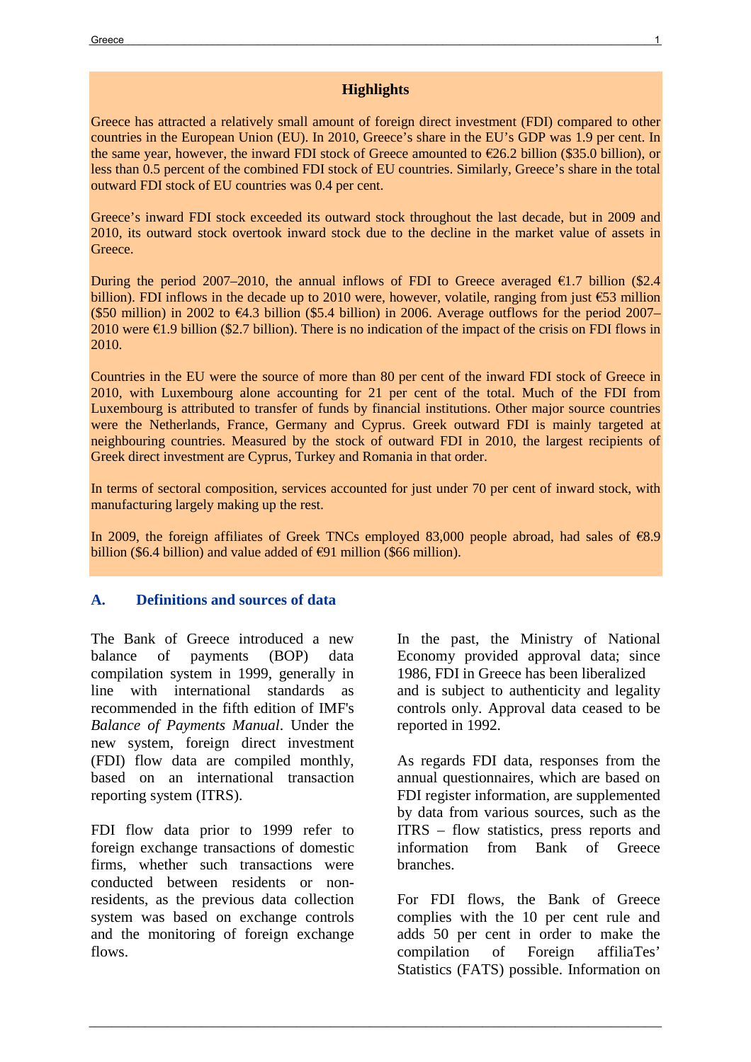## Highlights

Greece has attracted a relatively small amount of foreign direct investment (FDI) compared to other countries in the European Union (EU). In 2010, Greece's share in the EU's GDP was 1.9 per cent. In the same year, however, the inward FDI stock of Greece amounted to €26.2 billion ($35.0 billion), or less than 0.5 percent of the combined FDI stock of EU countries. Similarly, Greece's share in the total outward FDI stock of EU countries was 0.4 per cent.

Greece's inward FDI stock exceeded its outward stock throughout the last decade, but in 2009 and 2010, its outward stock overtook inward stock due to the decline in the market value of assets in Greece.

During the period 2007–2010, the annual inflows of FDI to Greece averaged €1.7 billion ($2.4 billion). FDI inflows in the decade up to 2010 were, however, volatile, ranging from just €53 million ($50 million) in 2002 to €4.3 billion ($5.4 billion) in 2006. Average outflows for the period 2007–2010 were €1.9 billion ($2.7 billion). There is no indication of the impact of the crisis on FDI flows in 2010.

Countries in the EU were the source of more than 80 per cent of the inward FDI stock of Greece in 2010, with Luxembourg alone accounting for 21 per cent of the total. Much of the FDI from Luxembourg is attributed to transfer of funds by financial institutions. Other major source countries were the Netherlands, France, Germany and Cyprus. Greek outward FDI is mainly targeted at neighbouring countries. Measured by the stock of outward FDI in 2010, the largest recipients of Greek direct investment are Cyprus, Turkey and Romania in that order.

In terms of sectoral composition, services accounted for just under 70 per cent of inward stock, with manufacturing largely making up the rest.

In 2009, the foreign affiliates of Greek TNCs employed 83,000 people abroad, had sales of €8.9 billion ($6.4 billion) and value added of €91 million ($66 million).

## A. Definitions and sources of data

The Bank of Greece introduced a new balance of payments (BOP) data compilation system in 1999, generally in line with international standards as recommended in the fifth edition of IMF's *Balance of Payments Manual*. Under the new system, foreign direct investment (FDI) flow data are compiled monthly, based on an international transaction reporting system (ITRS).

FDI flow data prior to 1999 refer to foreign exchange transactions of domestic firms, whether such transactions were conducted between residents or non-residents, as the previous data collection system was based on exchange controls and the monitoring of foreign exchange flows.

In the past, the Ministry of National Economy provided approval data; since 1986, FDI in Greece has been liberalized and is subject to authenticity and legality controls only. Approval data ceased to be reported in 1992.

As regards FDI data, responses from the annual questionnaires, which are based on FDI register information, are supplemented by data from various sources, such as the ITRS – flow statistics, press reports and information from Bank of Greece branches.

For FDI flows, the Bank of Greece complies with the 10 per cent rule and adds 50 per cent in order to make the compilation of Foreign affiliaTes' Statistics (FATS) possible. Information on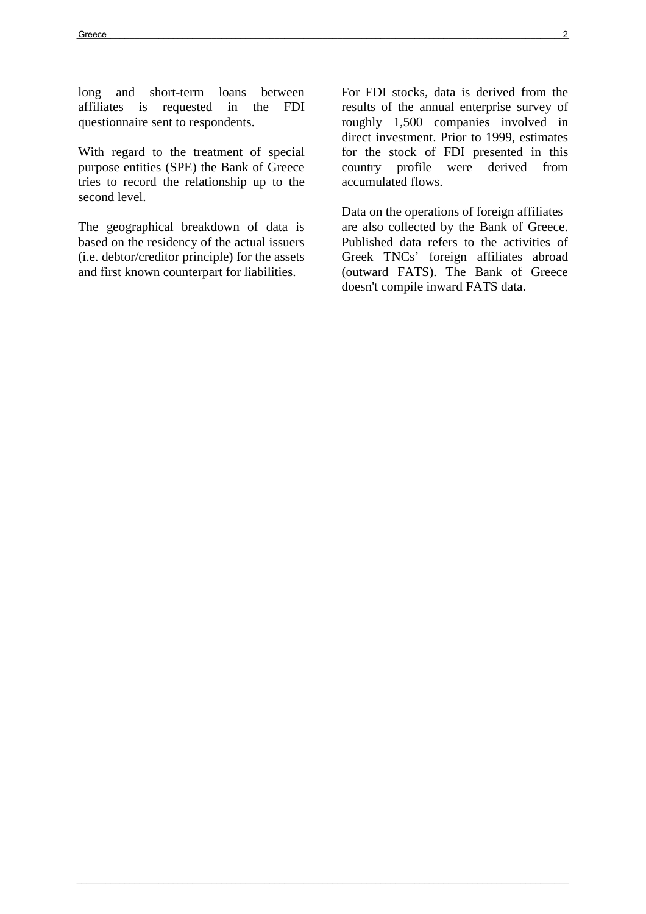long and short-term loans between affiliates is requested in the FDI questionnaire sent to respondents.

With regard to the treatment of special purpose entities (SPE) the Bank of Greece tries to record the relationship up to the second level.

The geographical breakdown of data is based on the residency of the actual issuers (i.e. debtor/creditor principle) for the assets and first known counterpart for liabilities.

For FDI stocks, data is derived from the results of the annual enterprise survey of roughly 1,500 companies involved in direct investment. Prior to 1999, estimates for the stock of FDI presented in this country profile were derived from accumulated flows.

Data on the operations of foreign affiliates are also collected by the Bank of Greece. Published data refers to the activities of Greek TNCs' foreign affiliates abroad (outward FATS). The Bank of Greece doesn't compile inward FATS data.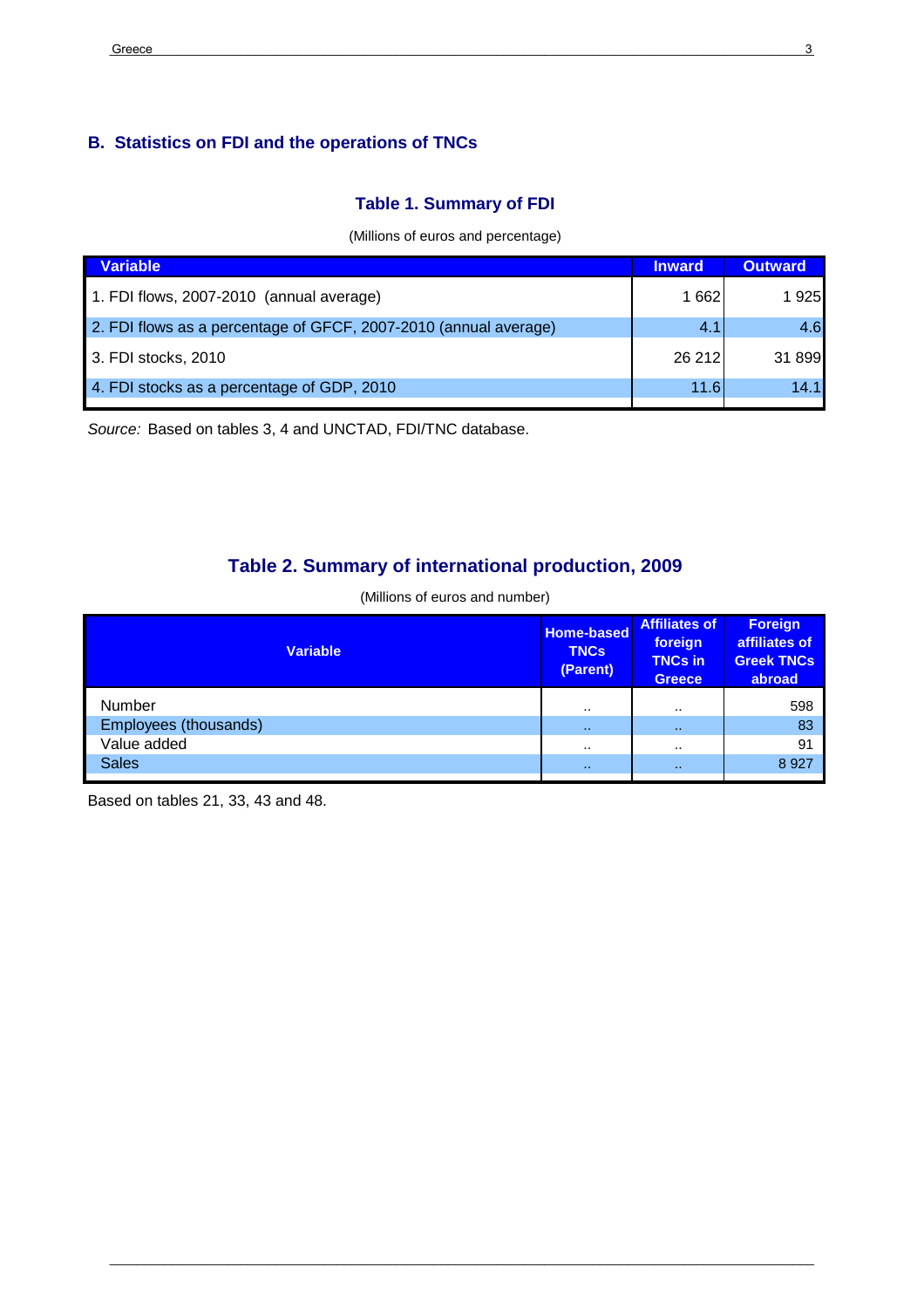## B. Statistics on FDI and the operations of TNCs

### Table 1. Summary of FDI

(Millions of euros and percentage)

| Variable | Inward | Outward |
|---|---|---|
| 1. FDI flows, 2007-2010 (annual average) | 1 662 | 1 925 |
| 2. FDI flows as a percentage of GFCF, 2007-2010 (annual average) | 4.1 | 4.6 |
| 3. FDI stocks, 2010 | 26 212 | 31 899 |
| 4. FDI stocks as a percentage of GDP, 2010 | 11.6 | 14.1 |

*Source:* Based on tables 3, 4 and UNCTAD, FDI/TNC database.

### Table 2. Summary of international production, 2009

(Millions of euros and number)

| Variable | Home-based TNCs (Parent) | Affiliates of foreign TNCs in Greece | Foreign affiliates of Greek TNCs abroad |
|---|---|---|---|
| Number | .. | .. | 598 |
| Employees (thousands) | .. | .. | 83 |
| Value added | .. | .. | 91 |
| Sales | .. | .. | 8 927 |

Based on tables 21, 33, 43 and 48.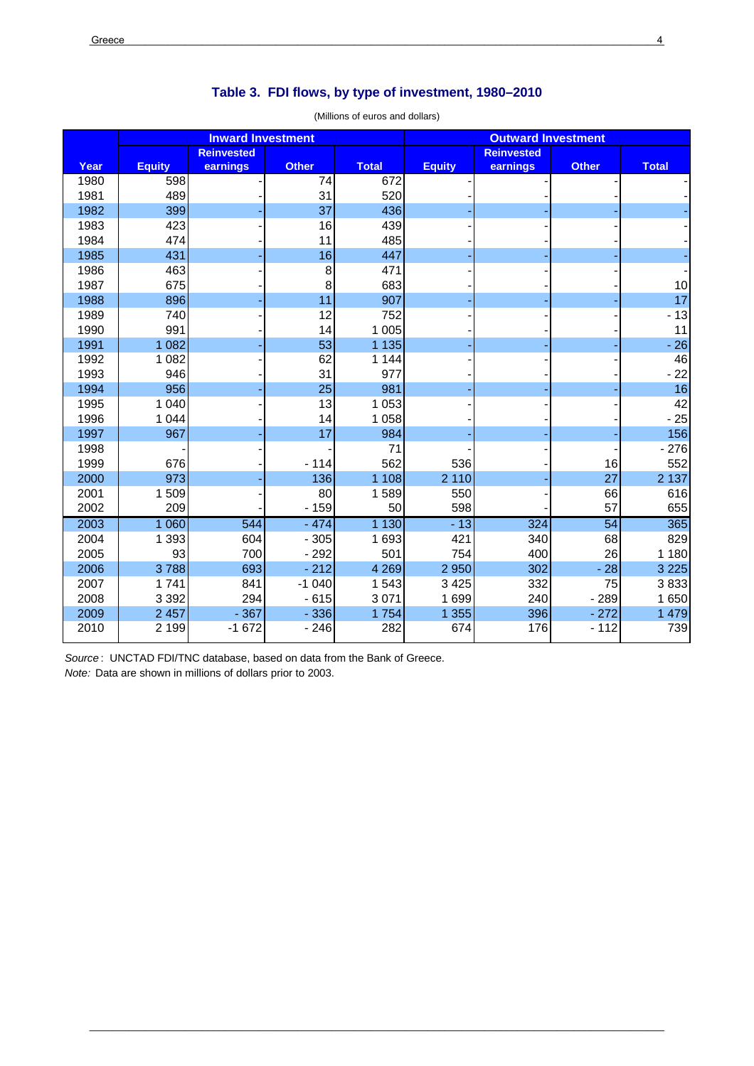## Table 3. FDI flows, by type of investment, 1980–2010

(Millions of euros and dollars)

| | Inward Investment | | | | Outward Investment | | | |
|---|---|---|---|---|---|---|---|---|
| Year | Equity | Reinvested earnings | Other | Total | Equity | Reinvested earnings | Other | Total |
| 1980 | 598 | - | 74 | 672 | - | - | - | - |
| 1981 | 489 | - | 31 | 520 | - | - | - | - |
| 1982 | 399 | - | 37 | 436 | - | - | - | - |
| 1983 | 423 | - | 16 | 439 | - | - | - | - |
| 1984 | 474 | - | 11 | 485 | - | - | - | - |
| 1985 | 431 | - | 16 | 447 | - | - | - | - |
| 1986 | 463 | - | 8 | 471 | - | - | - | - |
| 1987 | 675 | - | 8 | 683 | - | - | - | 10 |
| 1988 | 896 | - | 11 | 907 | - | - | - | 17 |
| 1989 | 740 | - | 12 | 752 | - | - | - | - 13 |
| 1990 | 991 | - | 14 | 1 005 | - | - | - | 11 |
| 1991 | 1 082 | - | 53 | 1 135 | - | - | - | - 26 |
| 1992 | 1 082 | - | 62 | 1 144 | - | - | - | 46 |
| 1993 | 946 | - | 31 | 977 | - | - | - | - 22 |
| 1994 | 956 | - | 25 | 981 | - | - | - | 16 |
| 1995 | 1 040 | - | 13 | 1 053 | - | - | - | 42 |
| 1996 | 1 044 | - | 14 | 1 058 | - | - | - | - 25 |
| 1997 | 967 | - | 17 | 984 | - | - | - | 156 |
| 1998 | - | - | - | 71 | - | - | - | - 276 |
| 1999 | 676 | - | - 114 | 562 | 536 | - | 16 | 552 |
| 2000 | 973 | - | 136 | 1 108 | 2 110 | - | 27 | 2 137 |
| 2001 | 1 509 | - | 80 | 1 589 | 550 | - | 66 | 616 |
| 2002 | 209 | - | - 159 | 50 | 598 | - | 57 | 655 |
| 2003 | 1 060 | 544 | - 474 | 1 130 | - 13 | 324 | 54 | 365 |
| 2004 | 1 393 | 604 | - 305 | 1 693 | 421 | 340 | 68 | 829 |
| 2005 | 93 | 700 | - 292 | 501 | 754 | 400 | 26 | 1 180 |
| 2006 | 3 788 | 693 | - 212 | 4 269 | 2 950 | 302 | - 28 | 3 225 |
| 2007 | 1 741 | 841 | -1 040 | 1 543 | 3 425 | 332 | 75 | 3 833 |
| 2008 | 3 392 | 294 | - 615 | 3 071 | 1 699 | 240 | - 289 | 1 650 |
| 2009 | 2 457 | - 367 | - 336 | 1 754 | 1 355 | 396 | - 272 | 1 479 |
| 2010 | 2 199 | -1 672 | - 246 | 282 | 674 | 176 | - 112 | 739 |

*Source*: UNCTAD FDI/TNC database, based on data from the Bank of Greece.

*Note:* Data are shown in millions of dollars prior to 2003.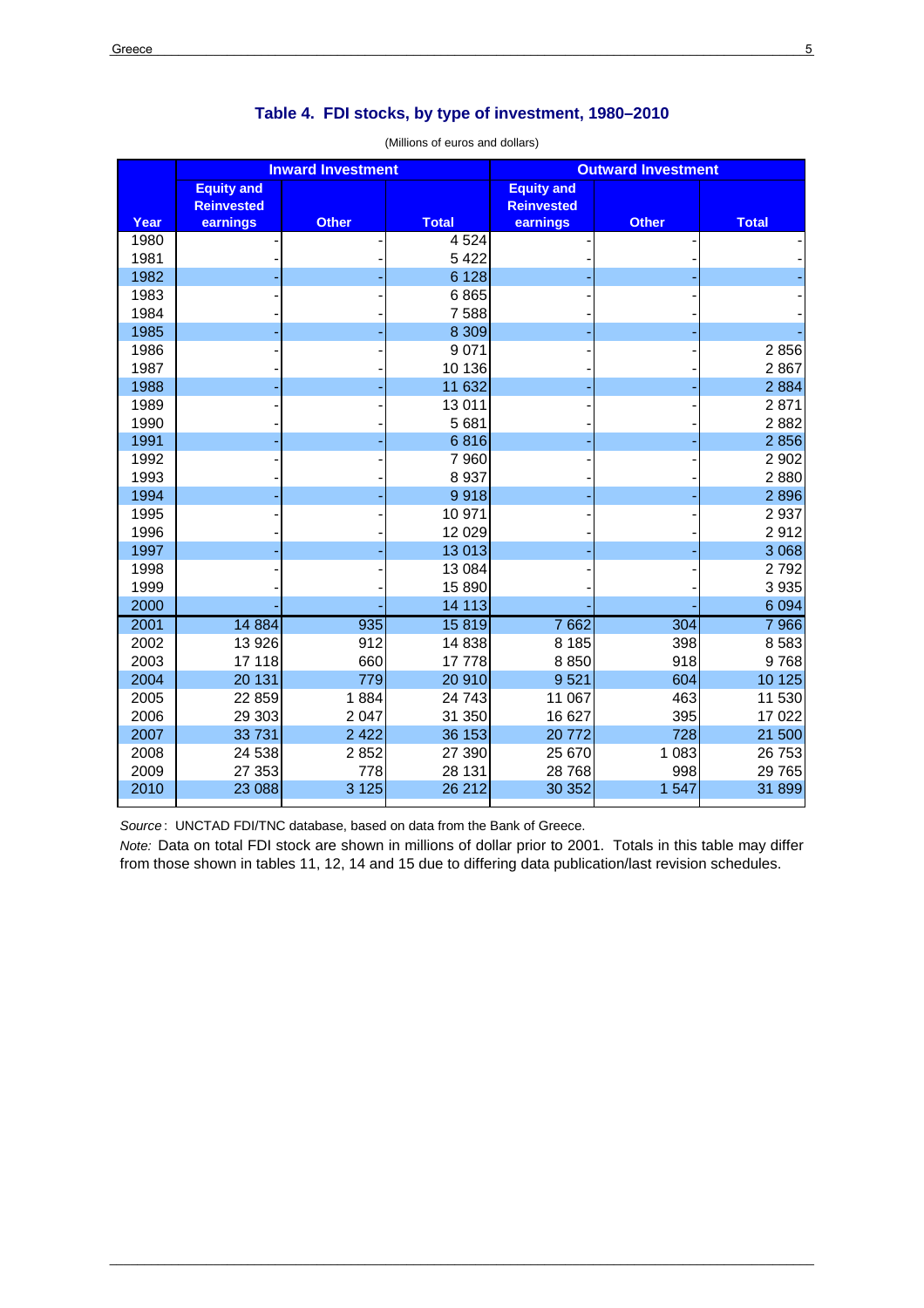## Table 4. FDI stocks, by type of investment, 1980–2010

(Millions of euros and dollars)

| Year | Inward Investment | | | Outward Investment | | |
|---|---|---|---|---|---|---|
| | Equity and Reinvested earnings | Other | Total | Equity and Reinvested earnings | Other | Total |
| 1980 | - | - | 4 524 | - | - | - |
| 1981 | - | - | 5 422 | - | - | - |
| 1982 | - | - | 6 128 | - | - | - |
| 1983 | - | - | 6 865 | - | - | - |
| 1984 | - | - | 7 588 | - | - | - |
| 1985 | - | - | 8 309 | - | - | - |
| 1986 | - | - | 9 071 | - | - | 2 856 |
| 1987 | - | - | 10 136 | - | - | 2 867 |
| 1988 | - | - | 11 632 | - | - | 2 884 |
| 1989 | - | - | 13 011 | - | - | 2 871 |
| 1990 | - | - | 5 681 | - | - | 2 882 |
| 1991 | - | - | 6 816 | - | - | 2 856 |
| 1992 | - | - | 7 960 | - | - | 2 902 |
| 1993 | - | - | 8 937 | - | - | 2 880 |
| 1994 | - | - | 9 918 | - | - | 2 896 |
| 1995 | - | - | 10 971 | - | - | 2 937 |
| 1996 | - | - | 12 029 | - | - | 2 912 |
| 1997 | - | - | 13 013 | - | - | 3 068 |
| 1998 | - | - | 13 084 | - | - | 2 792 |
| 1999 | - | - | 15 890 | - | - | 3 935 |
| 2000 | - | - | 14 113 | - | - | 6 094 |
| 2001 | 14 884 | 935 | 15 819 | 7 662 | 304 | 7 966 |
| 2002 | 13 926 | 912 | 14 838 | 8 185 | 398 | 8 583 |
| 2003 | 17 118 | 660 | 17 778 | 8 850 | 918 | 9 768 |
| 2004 | 20 131 | 779 | 20 910 | 9 521 | 604 | 10 125 |
| 2005 | 22 859 | 1 884 | 24 743 | 11 067 | 463 | 11 530 |
| 2006 | 29 303 | 2 047 | 31 350 | 16 627 | 395 | 17 022 |
| 2007 | 33 731 | 2 422 | 36 153 | 20 772 | 728 | 21 500 |
| 2008 | 24 538 | 2 852 | 27 390 | 25 670 | 1 083 | 26 753 |
| 2009 | 27 353 | 778 | 28 131 | 28 768 | 998 | 29 765 |
| 2010 | 23 088 | 3 125 | 26 212 | 30 352 | 1 547 | 31 899 |

*Source*: UNCTAD FDI/TNC database, based on data from the Bank of Greece.

*Note:* Data on total FDI stock are shown in millions of dollar prior to 2001. Totals in this table may differ from those shown in tables 11, 12, 14 and 15 due to differing data publication/last revision schedules.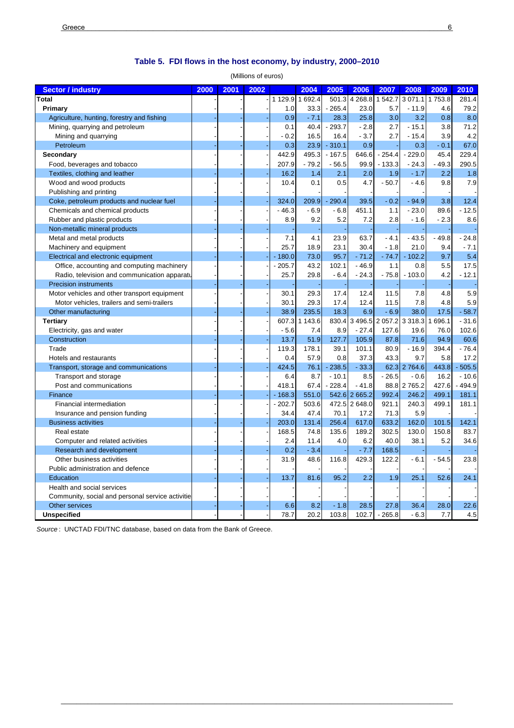## Table 5. FDI flows in the host economy, by industry, 2000–2010

(Millions of euros)

| Sector / industry | 2000 | 2001 | 2002 | | 2004 | 2005 | 2006 | 2007 | 2008 | 2009 | 2010 |
|---|---|---|---|---|---|---|---|---|---|---|---|
| **Total** | - | - | - | 1 129.9 | 1 692.4 | 501.3 | 4 268.8 | 1 542.7 | 3 071.1 | 1 753.8 | 281.4 |
| **Primary** | - | - | - | 1.0 | 33.3 | - 265.4 | 23.0 | 5.7 | - 11.9 | 4.6 | 79.2 |
| Agriculture, hunting, forestry and fishing | - | - | - | 0.9 | - 7.1 | 28.3 | 25.8 | 3.0 | 3.2 | 0.8 | 8.0 |
| Mining, quarrying and petroleum | - | - | - | 0.1 | 40.4 | - 293.7 | - 2.8 | 2.7 | - 15.1 | 3.8 | 71.2 |
| Mining and quarrying | - | - | - | - 0.2 | 16.5 | 16.4 | - 3.7 | 2.7 | - 15.4 | 3.9 | 4.2 |
| Petroleum | - | - | - | 0.3 | 23.9 | - 310.1 | 0.9 | - | 0.3 | - 0.1 | 67.0 |
| **Secondary** | - | - | - | 442.9 | 495.3 | - 167.5 | 646.6 | - 254.4 | - 229.0 | 45.4 | 229.4 |
| Food, beverages and tobacco | - | - | - | 207.9 | - 79.2 | - 56.5 | 99.9 | - 133.3 | - 24.3 | - 49.3 | 290.5 |
| Textiles, clothing and leather | - | - | - | 16.2 | 1.4 | 2.1 | 2.0 | 1.9 | - 1.7 | 2.2 | 1.8 |
| Wood and wood products | - | - | - | 10.4 | 0.1 | 0.5 | 4.7 | - 50.7 | - 4.6 | 9.8 | 7.9 |
| Publishing and printing | - | - | - | - | - | - | - | - | - | - | - |
| Coke, petroleum products and nuclear fuel | - | - | - | 324.0 | 209.9 | - 290.4 | 39.5 | - 0.2 | - 94.9 | 3.8 | 12.4 |
| Chemicals and chemical products | - | - | - | - 46.3 | - 6.9 | - 6.8 | 451.1 | 1.1 | - 23.0 | 89.6 | - 12.5 |
| Rubber and plastic products | - | - | - | 8.9 | 9.2 | 5.2 | 7.2 | 2.8 | - 1.6 | - 2.3 | 8.6 |
| Non-metallic mineral products | - | - | - | - | - | - | - | - | - | - | - |
| Metal and metal products | - | - | - | 7.1 | 4.1 | 23.9 | 63.7 | - 4.1 | - 43.5 | - 49.8 | - 24.8 |
| Machinery and equipment | - | - | - | 25.7 | 18.9 | 23.1 | 30.4 | - 1.8 | 21.0 | 9.4 | - 7.1 |
| Electrical and electronic equipment | - | - | - | - 180.0 | 73.0 | 95.7 | - 71.2 | - 74.7 | - 102.2 | 9.7 | 5.4 |
| Office, accounting and computing machinery | - | - | - | - 205.7 | 43.2 | 102.1 | - 46.9 | 1.1 | 0.8 | 5.5 | 17.5 |
| Radio, television and communication apparatu | - | - | - | 25.7 | 29.8 | - 6.4 | - 24.3 | - 75.8 | - 103.0 | 4.2 | - 12.1 |
| Precision instruments | - | - | - | - | - | - | - | - | - | - | - |
| Motor vehicles and other transport equipment | - | - | - | 30.1 | 29.3 | 17.4 | 12.4 | 11.5 | 7.8 | 4.8 | 5.9 |
| Motor vehicles, trailers and semi-trailers | - | - | - | 30.1 | 29.3 | 17.4 | 12.4 | 11.5 | 7.8 | 4.8 | 5.9 |
| Other manufacturing | - | - | - | 38.9 | 235.5 | 18.3 | 6.9 | - 6.9 | 38.0 | 17.5 | - 58.7 |
| **Tertiary** | - | - | - | 607.3 | 1 143.6 | 830.4 | 3 496.5 | 2 057.2 | 3 318.3 | 1 696.1 | - 31.6 |
| Electricity, gas and water | - | - | - | - 5.6 | 7.4 | 8.9 | - 27.4 | 127.6 | 19.6 | 76.0 | 102.6 |
| Construction | - | - | - | 13.7 | 51.9 | 127.7 | 105.9 | 87.8 | 71.6 | 94.9 | 60.6 |
| Trade | - | - | - | 119.3 | 178.1 | 39.1 | 101.1 | 80.9 | - 16.9 | 394.4 | - 76.4 |
| Hotels and restaurants | - | - | - | 0.4 | 57.9 | 0.8 | 37.3 | 43.3 | 9.7 | 5.8 | 17.2 |
| Transport, storage and communications | - | - | - | 424.5 | 76.1 | - 238.5 | - 33.3 | 62.3 | 2 764.6 | 443.8 | - 505.5 |
| Transport and storage | - | - | - | 6.4 | 8.7 | - 10.1 | 8.5 | - 26.5 | - 0.6 | 16.2 | - 10.6 |
| Post and communications | - | - | - | 418.1 | 67.4 | - 228.4 | - 41.8 | 88.8 | 2 765.2 | 427.6 | - 494.9 |
| Finance | - | - | - | - 168.3 | 551.0 | 542.6 | 2 665.2 | 992.4 | 246.2 | 499.1 | 181.1 |
| Financial intermediation | - | - | - | - 202.7 | 503.6 | 472.5 | 2 648.0 | 921.1 | 240.3 | 499.1 | 181.1 |
| Insurance and pension funding | - | - | - | 34.4 | 47.4 | 70.1 | 17.2 | 71.3 | 5.9 | - | - |
| Business activities | - | - | - | 203.0 | 131.4 | 256.4 | 617.0 | 633.2 | 162.0 | 101.5 | 142.1 |
| Real estate | - | - | - | 168.5 | 74.8 | 135.6 | 189.2 | 302.5 | 130.0 | 150.8 | 83.7 |
| Computer and related activities | - | - | - | 2.4 | 11.4 | 4.0 | 6.2 | 40.0 | 38.1 | 5.2 | 34.6 |
| Research and development | - | - | - | 0.2 | - 3.4 | - | - 7.7 | 168.5 | - | - | - |
| Other business activities | - | - | - | 31.9 | 48.6 | 116.8 | 429.3 | 122.2 | - 6.1 | - 54.5 | 23.8 |
| Public administration and defence | - | - | - | - | - | - | - | - | - | - | - |
| Education | - | - | - | 13.7 | 81.6 | 95.2 | 2.2 | 1.9 | 25.1 | 52.6 | 24.1 |
| Health and social services | - | - | - | - | - | - | - | - | - | - | - |
| Community, social and personal service activitie | - | - | - | - | - | - | - | - | - | - | - |
| Other services | - | - | - | 6.6 | 8.2 | - 1.8 | 28.5 | 27.8 | 36.4 | 28.0 | 22.6 |
| **Unspecified** | - | - | - | 78.7 | 20.2 | 103.8 | 102.7 | - 265.8 | - 6.3 | 7.7 | 4.5 |

*Source* : UNCTAD FDI/TNC database, based on data from the Bank of Greece.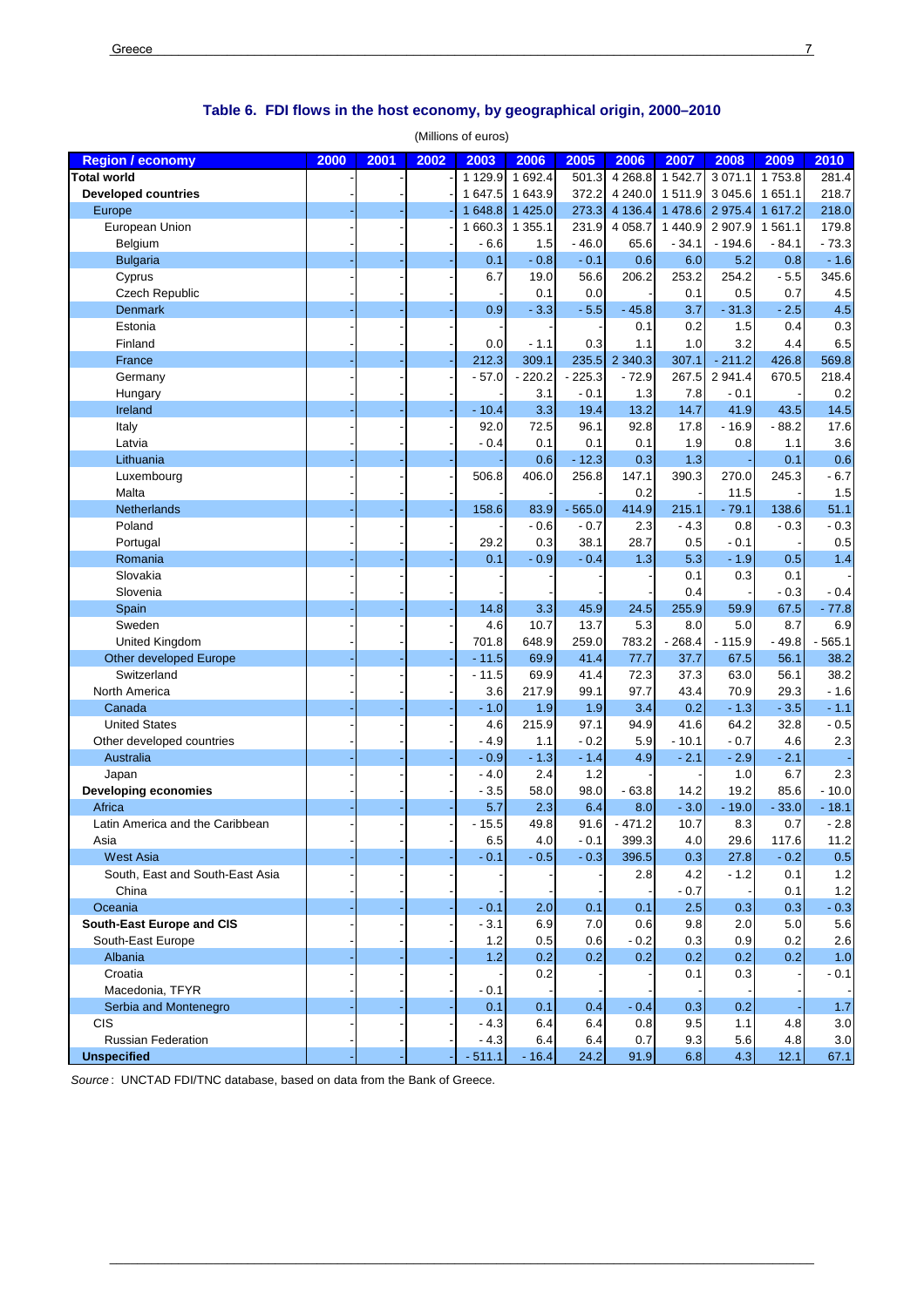## Table 6. FDI flows in the host economy, by geographical origin, 2000–2010

(Millions of euros)

| Region / economy | 2000 | 2001 | 2002 | 2003 | 2006 | 2005 | 2006 | 2007 | 2008 | 2009 | 2010 |
|---|---|---|---|---|---|---|---|---|---|---|---|
| **Total world** | - | - | - | 1 129.9 | 1 692.4 | 501.3 | 4 268.8 | 1 542.7 | 3 071.1 | 1 753.8 | 281.4 |
| **Developed countries** | - | - | - | 1 647.5 | 1 643.9 | 372.2 | 4 240.0 | 1 511.9 | 3 045.6 | 1 651.1 | 218.7 |
| Europe | - | - | - | 1 648.8 | 1 425.0 | 273.3 | 4 136.4 | 1 478.6 | 2 975.4 | 1 617.2 | 218.0 |
| European Union | - | - | - | 1 660.3 | 1 355.1 | 231.9 | 4 058.7 | 1 440.9 | 2 907.9 | 1 561.1 | 179.8 |
| Belgium | - | - | - | - 6.6 | 1.5 | - 46.0 | 65.6 | - 34.1 | - 194.6 | - 84.1 | - 73.3 |
| Bulgaria | - | - | - | 0.1 | - 0.8 | - 0.1 | 0.6 | 6.0 | 5.2 | 0.8 | - 1.6 |
| Cyprus | - | - | - | 6.7 | 19.0 | 56.6 | 206.2 | 253.2 | 254.2 | - 5.5 | 345.6 |
| Czech Republic | - | - | - | | 0.1 | 0.0 | | 0.1 | 0.5 | 0.7 | 4.5 |
| Denmark | - | - | - | 0.9 | - 3.3 | - 5.5 | - 45.8 | 3.7 | - 31.3 | - 2.5 | 4.5 |
| Estonia | - | - | - | | | - | 0.1 | 0.2 | 1.5 | 0.4 | 0.3 |
| Finland | - | - | - | 0.0 | - 1.1 | 0.3 | 1.1 | 1.0 | 3.2 | 4.4 | 6.5 |
| France | - | - | - | 212.3 | 309.1 | 235.5 | 2 340.3 | 307.1 | - 211.2 | 426.8 | 569.8 |
| Germany | - | - | - | - 57.0 | - 220.2 | - 225.3 | - 72.9 | 267.5 | 2 941.4 | 670.5 | 218.4 |
| Hungary | - | - | - | | 3.1 | - 0.1 | 1.3 | 7.8 | - 0.1 | - | 0.2 |
| Ireland | - | - | - | - 10.4 | 3.3 | 19.4 | 13.2 | 14.7 | 41.9 | 43.5 | 14.5 |
| Italy | - | - | - | 92.0 | 72.5 | 96.1 | 92.8 | 17.8 | - 16.9 | - 88.2 | 17.6 |
| Latvia | - | - | - | - 0.4 | 0.1 | 0.1 | 0.1 | 1.9 | 0.8 | 1.1 | 3.6 |
| Lithuania | - | - | - | - | 0.6 | - 12.3 | 0.3 | 1.3 | - | 0.1 | 0.6 |
| Luxembourg | - | - | - | 506.8 | 406.0 | 256.8 | 147.1 | 390.3 | 270.0 | 245.3 | - 6.7 |
| Malta | - | - | - | | | - | 0.2 | | 11.5 | - | 1.5 |
| Netherlands | - | - | - | 158.6 | 83.9 | - 565.0 | 414.9 | 215.1 | - 79.1 | 138.6 | 51.1 |
| Poland | - | - | - | - | - 0.6 | - 0.7 | 2.3 | - 4.3 | 0.8 | - 0.3 | - 0.3 |
| Portugal | - | - | - | 29.2 | 0.3 | 38.1 | 28.7 | 0.5 | - 0.1 | - | 0.5 |
| Romania | - | - | - | 0.1 | - 0.9 | - 0.4 | 1.3 | 5.3 | - 1.9 | 0.5 | 1.4 |
| Slovakia | - | - | - | - | - | - | - | 0.1 | 0.3 | 0.1 | - |
| Slovenia | - | - | - | - | - | - | - | 0.4 | | - 0.3 | - 0.4 |
| Spain | - | - | - | 14.8 | 3.3 | 45.9 | 24.5 | 255.9 | 59.9 | 67.5 | - 77.8 |
| Sweden | - | - | - | 4.6 | 10.7 | 13.7 | 5.3 | 8.0 | 5.0 | 8.7 | 6.9 |
| United Kingdom | - | - | - | 701.8 | 648.9 | 259.0 | 783.2 | - 268.4 | - 115.9 | - 49.8 | - 565.1 |
| Other developed Europe | - | - | - | - 11.5 | 69.9 | 41.4 | 77.7 | 37.7 | 67.5 | 56.1 | 38.2 |
| Switzerland | - | - | - | - 11.5 | 69.9 | 41.4 | 72.3 | 37.3 | 63.0 | 56.1 | 38.2 |
| North America | - | - | - | 3.6 | 217.9 | 99.1 | 97.7 | 43.4 | 70.9 | 29.3 | - 1.6 |
| Canada | - | - | - | - 1.0 | 1.9 | 1.9 | 3.4 | 0.2 | - 1.3 | - 3.5 | - 1.1 |
| United States | - | - | - | 4.6 | 215.9 | 97.1 | 94.9 | 41.6 | 64.2 | 32.8 | - 0.5 |
| Other developed countries | - | - | - | - 4.9 | 1.1 | - 0.2 | 5.9 | - 10.1 | - 0.7 | 4.6 | 2.3 |
| Australia | - | - | - | - 0.9 | - 1.3 | - 1.4 | 4.9 | - 2.1 | - 2.9 | - 2.1 | - |
| Japan | - | - | - | - 4.0 | 2.4 | 1.2 | - | - | 1.0 | 6.7 | 2.3 |
| **Developing economies** | - | - | - | - 3.5 | 58.0 | 98.0 | - 63.8 | 14.2 | 19.2 | 85.6 | - 10.0 |
| Africa | - | - | - | 5.7 | 2.3 | 6.4 | 8.0 | - 3.0 | - 19.0 | - 33.0 | - 18.1 |
| Latin America and the Caribbean | - | - | - | - 15.5 | 49.8 | 91.6 | - 471.2 | 10.7 | 8.3 | 0.7 | - 2.8 |
| Asia | - | - | - | 6.5 | 4.0 | - 0.1 | 399.3 | 4.0 | 29.6 | 117.6 | 11.2 |
| West Asia | - | - | - | - 0.1 | - 0.5 | - 0.3 | 396.5 | 0.3 | 27.8 | - 0.2 | 0.5 |
| South, East and South-East Asia | - | - | - | - | - | - | 2.8 | 4.2 | - 1.2 | 0.1 | 1.2 |
| China | - | - | - | - | - | - | - | - 0.7 | - | 0.1 | 1.2 |
| Oceania | - | - | - | - 0.1 | 2.0 | 0.1 | 0.1 | 2.5 | 0.3 | 0.3 | - 0.3 |
| **South-East Europe and CIS** | - | - | - | - 3.1 | 6.9 | 7.0 | 0.6 | 9.8 | 2.0 | 5.0 | 5.6 |
| South-East Europe | - | - | - | 1.2 | 0.5 | 0.6 | - 0.2 | 0.3 | 0.9 | 0.2 | 2.6 |
| Albania | - | - | - | 1.2 | 0.2 | 0.2 | 0.2 | 0.2 | 0.2 | 0.2 | 1.0 |
| Croatia | - | - | - | - | 0.2 | - | - | 0.1 | 0.3 | - | - 0.1 |
| Macedonia, TFYR | - | - | - | - 0.1 | - | - | - | - | - | - | - |
| Serbia and Montenegro | - | - | - | 0.1 | 0.1 | 0.4 | - 0.4 | 0.3 | 0.2 | - | 1.7 |
| CIS | - | - | - | - 4.3 | 6.4 | 6.4 | 0.8 | 9.5 | 1.1 | 4.8 | 3.0 |
| Russian Federation | - | - | - | - 4.3 | 6.4 | 6.4 | 0.7 | 9.3 | 5.6 | 4.8 | 3.0 |
| **Unspecified** | - | - | - | - 511.1 | - 16.4 | 24.2 | 91.9 | 6.8 | 4.3 | 12.1 | 67.1 |

*Source*: UNCTAD FDI/TNC database, based on data from the Bank of Greece.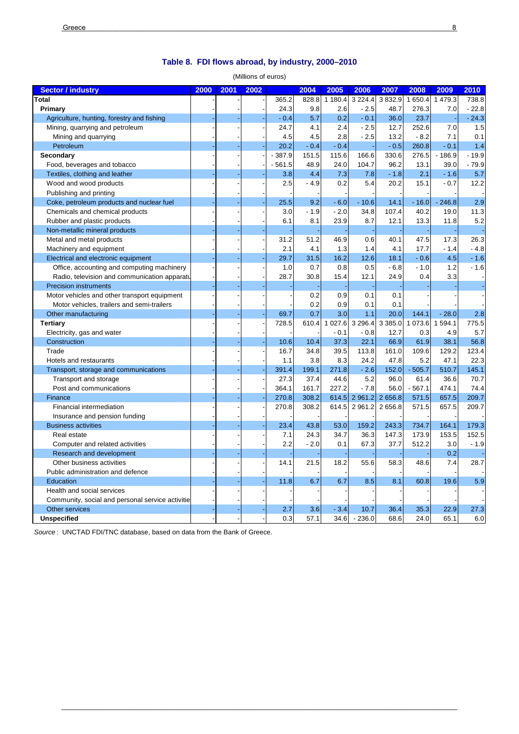## Table 8. FDI flows abroad, by industry, 2000–2010

(Millions of euros)

| Sector / industry | 2000 | 2001 | 2002 | | 2004 | 2005 | 2006 | 2007 | 2008 | 2009 | 2010 |
|---|---|---|---|---|---|---|---|---|---|---|---|
| **Total** | - | - | - | 365.2 | 828.8 | 1 180.4 | 3 224.4 | 3 832.9 | 1 650.4 | 1 479.3 | 738.8 |
| **Primary** | - | - | - | 24.3 | 9.8 | 2.6 | - 2.5 | 48.7 | 276.3 | 7.0 | - 22.8 |
| Agriculture, hunting, forestry and fishing | - | - | - | - 0.4 | 5.7 | 0.2 | - 0.1 | 36.0 | 23.7 | - | - 24.3 |
| Mining, quarrying and petroleum | - | - | - | 24.7 | 4.1 | 2.4 | - 2.5 | 12.7 | 252.6 | 7.0 | 1.5 |
| Mining and quarrying | - | - | - | 4.5 | 4.5 | 2.8 | - 2.5 | 13.2 | - 8.2 | 7.1 | 0.1 |
| Petroleum | - | - | - | 20.2 | - 0.4 | - 0.4 | - | - 0.5 | 260.8 | - 0.1 | 1.4 |
| **Secondary** | - | - | - | - 387.9 | 151.5 | 115.6 | 166.6 | 330.6 | 276.5 | - 186.9 | - 19.9 |
| Food, beverages and tobacco | - | - | - | - 561.5 | 48.9 | 24.0 | 104.7 | 96.2 | 13.1 | 39.0 | - 79.9 |
| Textiles, clothing and leather | - | - | - | 3.8 | 4.4 | 7.3 | 7.8 | - 1.8 | 2.1 | - 1.6 | 5.7 |
| Wood and wood products | - | - | - | 2.5 | - 4.9 | 0.2 | 5.4 | 20.2 | 15.1 | - 0.7 | 12.2 |
| Publishing and printing | - | - | - | - | - | - | - | - | - | - | - |
| Coke, petroleum products and nuclear fuel | - | - | - | 25.5 | 9.2 | - 6.0 | - 10.6 | 14.1 | - 16.0 | - 246.8 | 2.9 |
| Chemicals and chemical products | - | - | - | 3.0 | - 1.9 | - 2.0 | 34.8 | 107.4 | 40.2 | 19.0 | 11.3 |
| Rubber and plastic products | - | - | - | 6.1 | 8.1 | 23.9 | 8.7 | 12.1 | 13.3 | 11.8 | 5.2 |
| Non-metallic mineral products | - | - | - | - | - | - | - | - | - | - | - |
| Metal and metal products | - | - | - | 31.2 | 51.2 | 46.9 | 0.6 | 40.1 | 47.5 | 17.3 | 26.3 |
| Machinery and equipment | - | - | - | 2.1 | 4.1 | 1.3 | 1.4 | 4.1 | 17.7 | - 1.4 | - 4.8 |
| Electrical and electronic equipment | - | - | - | 29.7 | 31.5 | 16.2 | 12.6 | 18.1 | - 0.6 | 4.5 | - 1.6 |
| Office, accounting and computing machinery | - | - | - | 1.0 | 0.7 | 0.8 | 0.5 | - 6.8 | - 1.0 | 1.2 | - 1.6 |
| Radio, television and communication apparatu | - | - | - | 28.7 | 30.8 | 15.4 | 12.1 | 24.9 | 0.4 | 3.3 | - |
| Precision instruments | - | - | - | - | - | - | - | - | - | - | - |
| Motor vehicles and other transport equipment | - | - | - | - | 0.2 | 0.9 | 0.1 | 0.1 | - | - | - |
| Motor vehicles, trailers and semi-trailers | - | - | - | - | 0.2 | 0.9 | 0.1 | 0.1 | - | - | - |
| Other manufacturing | - | - | - | 69.7 | 0.7 | 3.0 | 1.1 | 20.0 | 144.1 | - 28.0 | 2.8 |
| **Tertiary** | - | - | - | 728.5 | 610.4 | 1 027.6 | 3 296.4 | 3 385.0 | 1 073.6 | 1 594.1 | 775.5 |
| Electricity, gas and water | - | - | - | - | - | - 0.1 | - 0.8 | 12.7 | 0.3 | 4.9 | 5.7 |
| Construction | - | - | - | 10.6 | 10.4 | 37.3 | 22.1 | 66.9 | 61.9 | 38.1 | 56.8 |
| Trade | - | - | - | 16.7 | 34.8 | 39.5 | 113.8 | 161.0 | 109.6 | 129.2 | 123.4 |
| Hotels and restaurants | - | - | - | 1.1 | 3.8 | 8.3 | 24.2 | 47.8 | 5.2 | 47.1 | 22.3 |
| Transport, storage and communications | - | - | - | 391.4 | 199.1 | 271.8 | - 2.6 | 152.0 | - 505.7 | 510.7 | 145.1 |
| Transport and storage | - | - | - | 27.3 | 37.4 | 44.6 | 5.2 | 96.0 | 61.4 | 36.6 | 70.7 |
| Post and communications | - | - | - | 364.1 | 161.7 | 227.2 | - 7.8 | 56.0 | - 567.1 | 474.1 | 74.4 |
| Finance | - | - | - | 270.8 | 308.2 | 614.5 | 2 961.2 | 2 656.8 | 571.5 | 657.5 | 209.7 |
| Financial intermediation | - | - | - | 270.8 | 308.2 | 614.5 | 2 961.2 | 2 656.8 | 571.5 | 657.5 | 209.7 |
| Insurance and pension funding | - | - | - | - | - | - | - | - | - | - | - |
| Business activities | - | - | - | 23.4 | 43.8 | 53.0 | 159.2 | 243.3 | 734.7 | 164.1 | 179.3 |
| Real estate | - | - | - | 7.1 | 24.3 | 34.7 | 36.3 | 147.3 | 173.9 | 153.5 | 152.5 |
| Computer and related activities | - | - | - | 2.2 | - 2.0 | 0.1 | 67.3 | 37.7 | 512.2 | 3.0 | - 1.9 |
| Research and development | - | - | - | - | - | - | - | - | - | 0.2 | - |
| Other business activities | - | - | - | 14.1 | 21.5 | 18.2 | 55.6 | 58.3 | 48.6 | 7.4 | 28.7 |
| Public administration and defence | - | - | - | - | - | - | - | - | - | - | - |
| Education | - | - | - | 11.8 | 6.7 | 6.7 | 8.5 | 8.1 | 60.8 | 19.6 | 5.9 |
| Health and social services | - | - | - | - | - | - | - | - | - | - | - |
| Community, social and personal service activitie | - | - | - | - | - | - | - | - | - | - | - |
| Other services | - | - | - | 2.7 | 3.6 | - 3.4 | 10.7 | 36.4 | 35.3 | 22.9 | 27.3 |
| **Unspecified** | - | - | - | 0.3 | 57.1 | 34.6 | - 236.0 | 68.6 | 24.0 | 65.1 | 6.0 |

*Source* : UNCTAD FDI/TNC database, based on data from the Bank of Greece.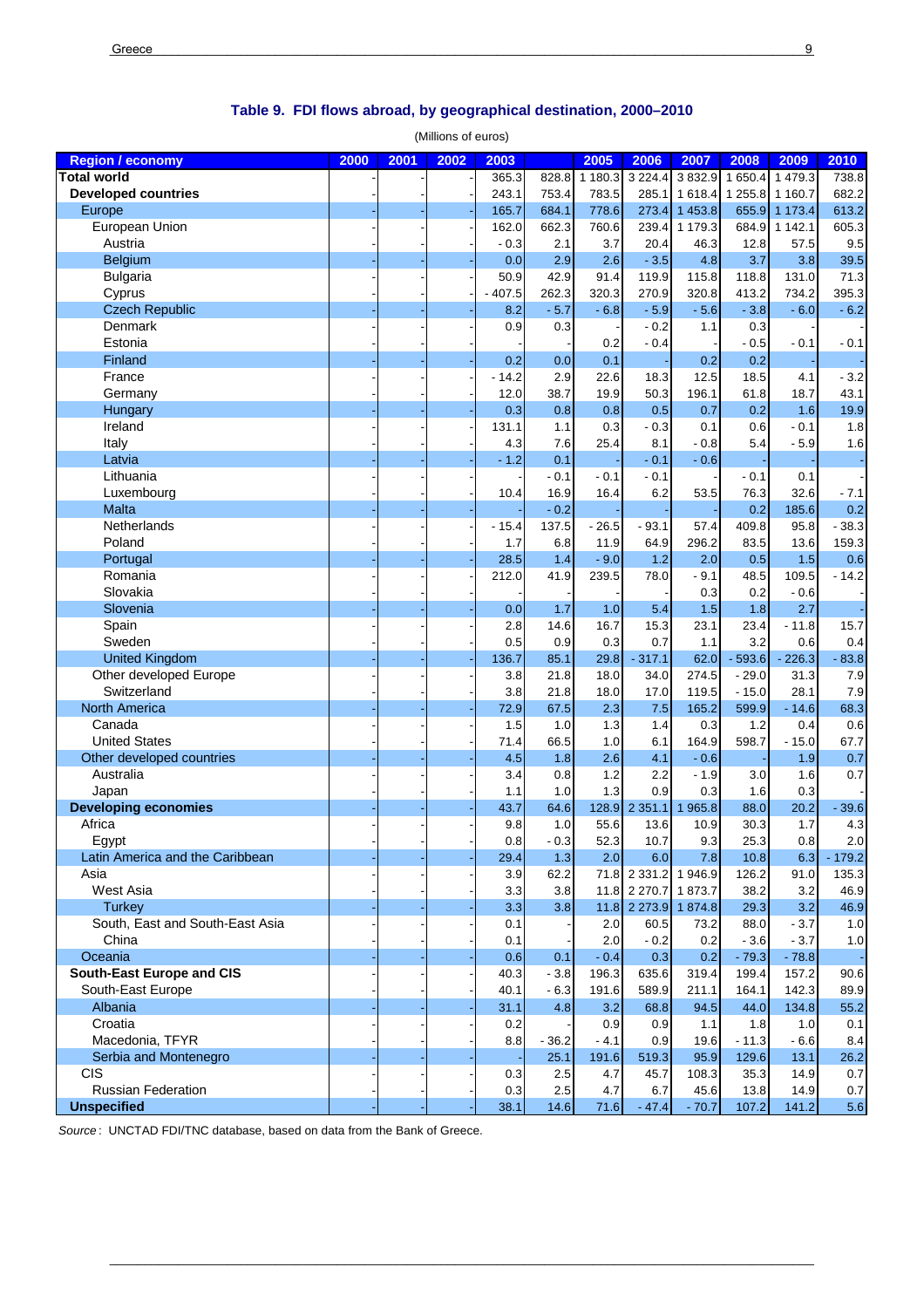## Table 9. FDI flows abroad, by geographical destination, 2000–2010

(Millions of euros)

| Region / economy | 2000 | 2001 | 2002 | 2003 | 2004 | 2005 | 2006 | 2007 | 2008 | 2009 | 2010 |
|---|---|---|---|---|---|---|---|---|---|---|---|
| **Total world** | - | - | - | 365.3 | 828.8 | 1 180.3 | 3 224.4 | 3 832.9 | 1 650.4 | 1 479.3 | 738.8 |
| **Developed countries** | - | - | - | 243.1 | 753.4 | 783.5 | 285.1 | 1 618.4 | 1 255.8 | 1 160.7 | 682.2 |
| Europe | - | - | - | 165.7 | 684.1 | 778.6 | 273.4 | 1 453.8 | 655.9 | 1 173.4 | 613.2 |
| European Union | - | - | - | 162.0 | 662.3 | 760.6 | 239.4 | 1 179.3 | 684.9 | 1 142.1 | 605.3 |
| Austria | - | - | - | - 0.3 | 2.1 | 3.7 | 20.4 | 46.3 | 12.8 | 57.5 | 9.5 |
| Belgium | - | - | - | 0.0 | 2.9 | 2.6 | - 3.5 | 4.8 | 3.7 | 3.8 | 39.5 |
| Bulgaria | - | - | - | 50.9 | 42.9 | 91.4 | 119.9 | 115.8 | 118.8 | 131.0 | 71.3 |
| Cyprus | - | - | - | - 407.5 | 262.3 | 320.3 | 270.9 | 320.8 | 413.2 | 734.2 | 395.3 |
| Czech Republic | - | - | - | 8.2 | - 5.7 | - 6.8 | - 5.9 | - 5.6 | - 3.8 | - 6.0 | - 6.2 |
| Denmark | - | - | - | 0.9 | 0.3 | - | - 0.2 | 1.1 | 0.3 | - | - |
| Estonia | - | - | - | - | - | 0.2 | - 0.4 | - | - 0.5 | - 0.1 | - 0.1 |
| Finland | - | - | - | 0.2 | 0.0 | 0.1 | - | 0.2 | 0.2 | - | - |
| France | - | - | - | - 14.2 | 2.9 | 22.6 | 18.3 | 12.5 | 18.5 | 4.1 | - 3.2 |
| Germany | - | - | - | 12.0 | 38.7 | 19.9 | 50.3 | 196.1 | 61.8 | 18.7 | 43.1 |
| Hungary | - | - | - | 0.3 | 0.8 | 0.8 | 0.5 | 0.7 | 0.2 | 1.6 | 19.9 |
| Ireland | - | - | - | 131.1 | 1.1 | 0.3 | - 0.3 | 0.1 | 0.6 | - 0.1 | 1.8 |
| Italy | - | - | - | 4.3 | 7.6 | 25.4 | 8.1 | - 0.8 | 5.4 | - 5.9 | 1.6 |
| Latvia | - | - | - | - 1.2 | 0.1 | - | - 0.1 | - 0.6 | - | - | - |
| Lithuania | - | - | - | - | - 0.1 | - 0.1 | - 0.1 | - | - 0.1 | 0.1 | - |
| Luxembourg | - | - | - | 10.4 | 16.9 | 16.4 | 6.2 | 53.5 | 76.3 | 32.6 | - 7.1 |
| Malta | - | - | - | - | - 0.2 | - | - | - | 0.2 | 185.6 | 0.2 |
| Netherlands | - | - | - | - 15.4 | 137.5 | - 26.5 | - 93.1 | 57.4 | 409.8 | 95.8 | - 38.3 |
| Poland | - | - | - | 1.7 | 6.8 | 11.9 | 64.9 | 296.2 | 83.5 | 13.6 | 159.3 |
| Portugal | - | - | - | 28.5 | 1.4 | - 9.0 | 1.2 | 2.0 | 0.5 | 1.5 | 0.6 |
| Romania | - | - | - | 212.0 | 41.9 | 239.5 | 78.0 | - 9.1 | 48.5 | 109.5 | - 14.2 |
| Slovakia | - | - | - | - | - | - | - | 0.3 | 0.2 | - 0.6 | - |
| Slovenia | - | - | - | 0.0 | 1.7 | 1.0 | 5.4 | 1.5 | 1.8 | 2.7 | - |
| Spain | - | - | - | 2.8 | 14.6 | 16.7 | 15.3 | 23.1 | 23.4 | - 11.8 | 15.7 |
| Sweden | - | - | - | 0.5 | 0.9 | 0.3 | 0.7 | 1.1 | 3.2 | 0.6 | 0.4 |
| United Kingdom | - | - | - | 136.7 | 85.1 | 29.8 | - 317.1 | 62.0 | - 593.6 | - 226.3 | - 83.8 |
| Other developed Europe | - | - | - | 3.8 | 21.8 | 18.0 | 34.0 | 274.5 | - 29.0 | 31.3 | 7.9 |
| Switzerland | - | - | - | 3.8 | 21.8 | 18.0 | 17.0 | 119.5 | - 15.0 | 28.1 | 7.9 |
| North America | - | - | - | 72.9 | 67.5 | 2.3 | 7.5 | 165.2 | 599.9 | - 14.6 | 68.3 |
| Canada | - | - | - | 1.5 | 1.0 | 1.3 | 1.4 | 0.3 | 1.2 | 0.4 | 0.6 |
| United States | - | - | - | 71.4 | 66.5 | 1.0 | 6.1 | 164.9 | 598.7 | - 15.0 | 67.7 |
| Other developed countries | - | - | - | 4.5 | 1.8 | 2.6 | 4.1 | - 0.6 | - | 1.9 | 0.7 |
| Australia | - | - | - | 3.4 | 0.8 | 1.2 | 2.2 | - 1.9 | 3.0 | 1.6 | 0.7 |
| Japan | - | - | - | 1.1 | 1.0 | 1.3 | 0.9 | 0.3 | 1.6 | 0.3 | - |
| **Developing economies** | - | - | - | 43.7 | 64.6 | 128.9 | 2 351.1 | 1 965.8 | 88.0 | 20.2 | - 39.6 |
| Africa | - | - | - | 9.8 | 1.0 | 55.6 | 13.6 | 10.9 | 30.3 | 1.7 | 4.3 |
| Egypt | - | - | - | 0.8 | - 0.3 | 52.3 | 10.7 | 9.3 | 25.3 | 0.8 | 2.0 |
| Latin America and the Caribbean | - | - | - | 29.4 | 1.3 | 2.0 | 6.0 | 7.8 | 10.8 | 6.3 | - 179.2 |
| Asia | - | - | - | 3.9 | 62.2 | 71.8 | 2 331.2 | 1 946.9 | 126.2 | 91.0 | 135.3 |
| West Asia | - | - | - | 3.3 | 3.8 | 11.8 | 2 270.7 | 1 873.7 | 38.2 | 3.2 | 46.9 |
| Turkey | - | - | - | 3.3 | 3.8 | 11.8 | 2 273.9 | 1 874.8 | 29.3 | 3.2 | 46.9 |
| South, East and South-East Asia | - | - | - | 0.1 | - | 2.0 | 60.5 | 73.2 | 88.0 | - 3.7 | 1.0 |
| China | - | - | - | 0.1 | - | 2.0 | - 0.2 | 0.2 | - 3.6 | - 3.7 | 1.0 |
| Oceania | - | - | - | 0.6 | 0.1 | - 0.4 | 0.3 | 0.2 | - 79.3 | - 78.8 | - |
| **South-East Europe and CIS** | - | - | - | 40.3 | - 3.8 | 196.3 | 635.6 | 319.4 | 199.4 | 157.2 | 90.6 |
| South-East Europe | - | - | - | 40.1 | - 6.3 | 191.6 | 589.9 | 211.1 | 164.1 | 142.3 | 89.9 |
| Albania | - | - | - | 31.1 | 4.8 | 3.2 | 68.8 | 94.5 | 44.0 | 134.8 | 55.2 |
| Croatia | - | - | - | 0.2 | - | 0.9 | 0.9 | 1.1 | 1.8 | 1.0 | 0.1 |
| Macedonia, TFYR | - | - | - | 8.8 | - 36.2 | - 4.1 | 0.9 | 19.6 | - 11.3 | - 6.6 | 8.4 |
| Serbia and Montenegro | - | - | - | - | 25.1 | 191.6 | 519.3 | 95.9 | 129.6 | 13.1 | 26.2 |
| CIS | - | - | - | 0.3 | 2.5 | 4.7 | 45.7 | 108.3 | 35.3 | 14.9 | 0.7 |
| Russian Federation | - | - | - | 0.3 | 2.5 | 4.7 | 6.7 | 45.6 | 13.8 | 14.9 | 0.7 |
| **Unspecified** | - | - | - | 38.1 | 14.6 | 71.6 | - 47.4 | - 70.7 | 107.2 | 141.2 | 5.6 |

*Source*: UNCTAD FDI/TNC database, based on data from the Bank of Greece.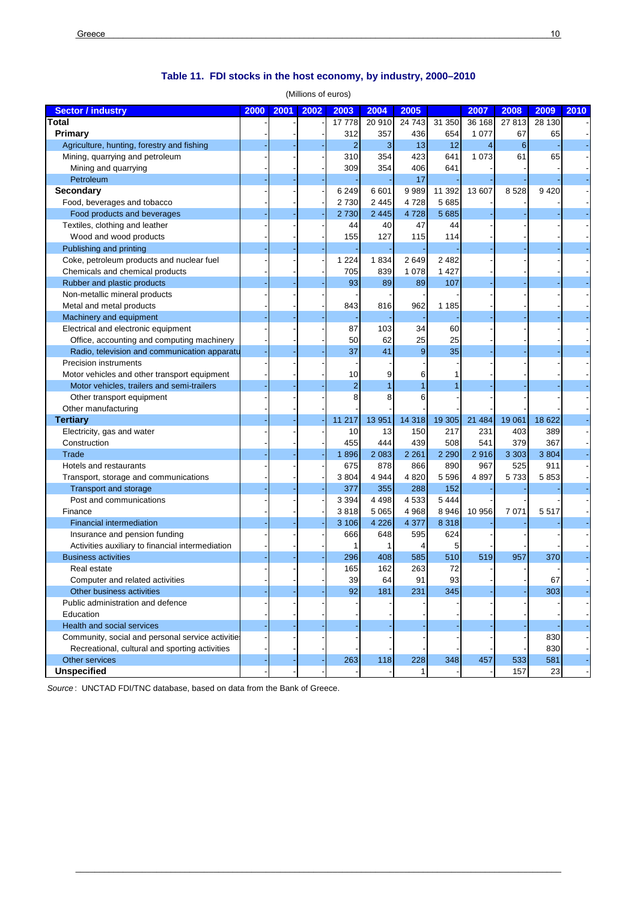## Table 11. FDI stocks in the host economy, by industry, 2000–2010

(Millions of euros)

| Sector / industry | 2000 | 2001 | 2002 | 2003 | 2004 | 2005 | | 2007 | 2008 | 2009 | 2010 |
|---|---|---|---|---|---|---|---|---|---|---|---|
| **Total** | - | - | - | 17 778 | 20 910 | 24 743 | 31 350 | 36 168 | 27 813 | 28 130 | - |
| **Primary** | - | - | - | 312 | 357 | 436 | 654 | 1 077 | 67 | 65 | - |
| Agriculture, hunting, forestry and fishing | - | - | - | 2 | 3 | 13 | 12 | 4 | 6 | - | - |
| Mining, quarrying and petroleum | - | - | - | 310 | 354 | 423 | 641 | 1 073 | 61 | 65 | - |
| Mining and quarrying | - | - | - | 309 | 354 | 406 | 641 | - | - | - | - |
| Petroleum | - | - | - | - | - | 17 | - | - | - | - | - |
| **Secondary** | - | - | - | 6 249 | 6 601 | 9 989 | 11 392 | 13 607 | 8 528 | 9 420 | - |
| Food, beverages and tobacco | - | - | - | 2 730 | 2 445 | 4 728 | 5 685 | - | - | - | - |
| Food products and beverages | - | - | - | 2 730 | 2 445 | 4 728 | 5 685 | - | - | - | - |
| Textiles, clothing and leather | - | - | - | 44 | 40 | 47 | 44 | - | - | - | - |
| Wood and wood products | - | - | - | 155 | 127 | 115 | 114 | - | - | - | - |
| Publishing and printing | - | - | - | - | - | - | - | - | - | - | - |
| Coke, petroleum products and nuclear fuel | - | - | - | 1 224 | 1 834 | 2 649 | 2 482 | - | - | - | - |
| Chemicals and chemical products | - | - | - | 705 | 839 | 1 078 | 1 427 | - | - | - | - |
| Rubber and plastic products | - | - | - | 93 | 89 | 89 | 107 | - | - | - | - |
| Non-metallic mineral products | - | - | - | - | - | - | - | - | - | - | - |
| Metal and metal products | - | - | - | 843 | 816 | 962 | 1 185 | - | - | - | - |
| Machinery and equipment | - | - | - | - | - | - | - | - | - | - | - |
| Electrical and electronic equipment | - | - | - | 87 | 103 | 34 | 60 | - | - | - | - |
| Office, accounting and computing machinery | - | - | - | 50 | 62 | 25 | 25 | - | - | - | - |
| Radio, television and communication apparatu | - | - | - | 37 | 41 | 9 | 35 | - | - | - | - |
| Precision instruments | - | - | - | - | - | - | - | - | - | - | - |
| Motor vehicles and other transport equipment | - | - | - | 10 | 9 | 6 | 1 | - | - | - | - |
| Motor vehicles, trailers and semi-trailers | - | - | - | 2 | 1 | 1 | 1 | - | - | - | - |
| Other transport equipment | - | - | - | 8 | 8 | 6 | - | - | - | - | - |
| Other manufacturing | - | - | - | - | - | - | - | - | - | - | - |
| **Tertiary** | - | - | - | 11 217 | 13 951 | 14 318 | 19 305 | 21 484 | 19 061 | 18 622 | - |
| Electricity, gas and water | - | - | - | 10 | 13 | 150 | 217 | 231 | 403 | 389 | - |
| Construction | - | - | - | 455 | 444 | 439 | 508 | 541 | 379 | 367 | - |
| Trade | - | - | - | 1 896 | 2 083 | 2 261 | 2 290 | 2 916 | 3 303 | 3 804 | - |
| Hotels and restaurants | - | - | - | 675 | 878 | 866 | 890 | 967 | 525 | 911 | - |
| Transport, storage and communications | - | - | - | 3 804 | 4 944 | 4 820 | 5 596 | 4 897 | 5 733 | 5 853 | - |
| Transport and storage | - | - | - | 377 | 355 | 288 | 152 | - | - | - | - |
| Post and communications | - | - | - | 3 394 | 4 498 | 4 533 | 5 444 | - | - | - | - |
| Finance | - | - | - | 3 818 | 5 065 | 4 968 | 8 946 | 10 956 | 7 071 | 5 517 | - |
| Financial intermediation | - | - | - | 3 106 | 4 226 | 4 377 | 8 318 | - | - | - | - |
| Insurance and pension funding | - | - | - | 666 | 648 | 595 | 624 | - | - | - | - |
| Activities auxiliary to financial intermediation | - | - | - | 1 | 1 | 4 | 5 | - | - | - | - |
| Business activities | - | - | - | 296 | 408 | 585 | 510 | 519 | 957 | 370 | - |
| Real estate | - | - | - | 165 | 162 | 263 | 72 | - | - | - | - |
| Computer and related activities | - | - | - | 39 | 64 | 91 | 93 | - | - | 67 | - |
| Other business activities | - | - | - | 92 | 181 | 231 | 345 | - | - | 303 | - |
| Public administration and defence | - | - | - | - | - | - | - | - | - | - | - |
| Education | - | - | - | - | - | - | - | - | - | - | - |
| Health and social services | - | - | - | - | - | - | - | - | - | - | - |
| Community, social and personal service activitie | - | - | - | - | - | - | - | - | - | 830 | - |
| Recreational, cultural and sporting activities | - | - | - | - | - | - | - | - | - | 830 | - |
| Other services | - | - | - | 263 | 118 | 228 | 348 | 457 | 533 | 581 | - |
| **Unspecified** | - | - | - | - | - | 1 | - | - | 157 | 23 | - |

*Source* : UNCTAD FDI/TNC database, based on data from the Bank of Greece.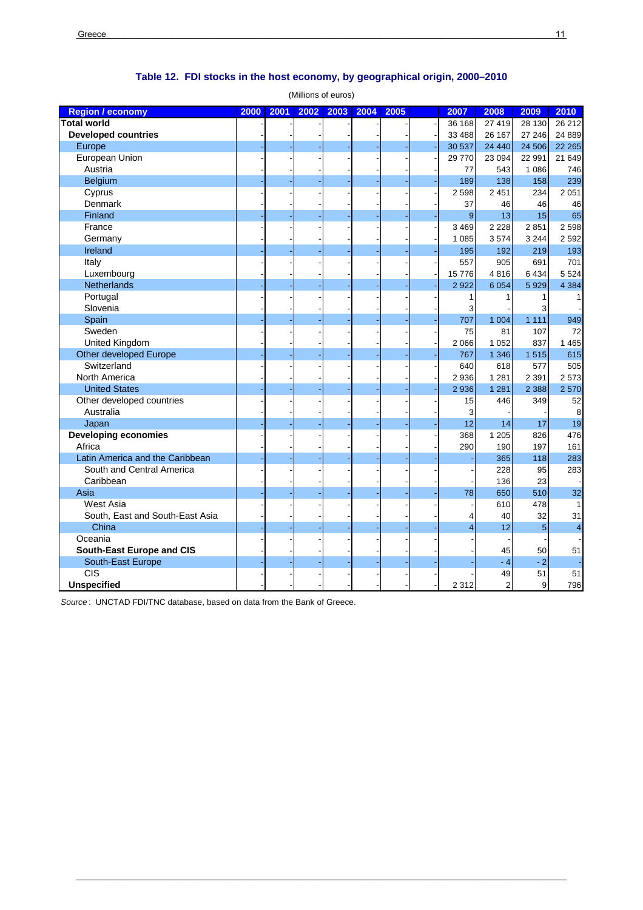## Table 12. FDI stocks in the host economy, by geographical origin, 2000–2010

(Millions of euros)

| Region / economy | 2000 | 2001 | 2002 | 2003 | 2004 | 2005 | | 2007 | 2008 | 2009 | 2010 |
|---|---|---|---|---|---|---|---|---|---|---|---|
| **Total world** | - | - | - | - | - | - | - | 36 168 | 27 419 | 28 130 | 26 212 |
| **Developed countries** | - | - | - | - | - | - | - | 33 488 | 26 167 | 27 246 | 24 889 |
| Europe | - | - | - | - | - | - | - | 30 537 | 24 440 | 24 506 | 22 265 |
| European Union | - | - | - | - | - | - | - | 29 770 | 23 094 | 22 991 | 21 649 |
| Austria | - | - | - | - | - | - | - | 77 | 543 | 1 086 | 746 |
| Belgium | - | - | - | - | - | - | - | 189 | 138 | 158 | 239 |
| Cyprus | - | - | - | - | - | - | - | 2 598 | 2 451 | 234 | 2 051 |
| Denmark | - | - | - | - | - | - | - | 37 | 46 | 46 | 46 |
| Finland | - | - | - | - | - | - | - | 9 | 13 | 15 | 65 |
| France | - | - | - | - | - | - | - | 3 469 | 2 228 | 2 851 | 2 598 |
| Germany | - | - | - | - | - | - | - | 1 085 | 3 574 | 3 244 | 2 592 |
| Ireland | - | - | - | - | - | - | - | 195 | 192 | 219 | 193 |
| Italy | - | - | - | - | - | - | - | 557 | 905 | 691 | 701 |
| Luxembourg | - | - | - | - | - | - | - | 15 776 | 4 816 | 6 434 | 5 524 |
| Netherlands | - | - | - | - | - | - | - | 2 922 | 6 054 | 5 929 | 4 384 |
| Portugal | - | - | - | - | - | - | - | 1 | 1 | 1 | 1 |
| Slovenia | - | - | - | - | - | - | - | 3 | - | 3 | - |
| Spain | - | - | - | - | - | - | - | 707 | 1 004 | 1 111 | 949 |
| Sweden | - | - | - | - | - | - | - | 75 | 81 | 107 | 72 |
| United Kingdom | - | - | - | - | - | - | - | 2 066 | 1 052 | 837 | 1 465 |
| Other developed Europe | - | - | - | - | - | - | - | 767 | 1 346 | 1 515 | 615 |
| Switzerland | - | - | - | - | - | - | - | 640 | 618 | 577 | 505 |
| North America | - | - | - | - | - | - | - | 2 936 | 1 281 | 2 391 | 2 573 |
| United States | - | - | - | - | - | - | - | 2 936 | 1 281 | 2 388 | 2 570 |
| Other developed countries | - | - | - | - | - | - | - | 15 | 446 | 349 | 52 |
| Australia | - | - | - | - | - | - | - | 3 | - | - | 8 |
| Japan | - | - | - | - | - | - | - | 12 | 14 | 17 | 19 |
| **Developing economies** | - | - | - | - | - | - | - | 368 | 1 205 | 826 | 476 |
| Africa | - | - | - | - | - | - | - | 290 | 190 | 197 | 161 |
| Latin America and the Caribbean | - | - | - | - | - | - | - | - | 365 | 118 | 283 |
| South and Central America | - | - | - | - | - | - | - | - | 228 | 95 | 283 |
| Caribbean | - | - | - | - | - | - | - | - | 136 | 23 | - |
| Asia | - | - | - | - | - | - | - | 78 | 650 | 510 | 32 |
| West Asia | - | - | - | - | - | - | - | - | 610 | 478 | 1 |
| South, East and South-East Asia | - | - | - | - | - | - | - | 4 | 40 | 32 | 31 |
| China | - | - | - | - | - | - | - | 4 | 12 | 5 | 4 |
| Oceania | - | - | - | - | - | - | - | - | - | - | - |
| **South-East Europe and CIS** | - | - | - | - | - | - | - | - | 45 | 50 | 51 |
| South-East Europe | - | - | - | - | - | - | - | - | - 4 | - 2 | - |
| CIS | - | - | - | - | - | - | - | - | 49 | 51 | 51 |
| **Unspecified** | - | - | - | - | - | - | - | 2 312 | 2 | 9 | 796 |

*Source*: UNCTAD FDI/TNC database, based on data from the Bank of Greece.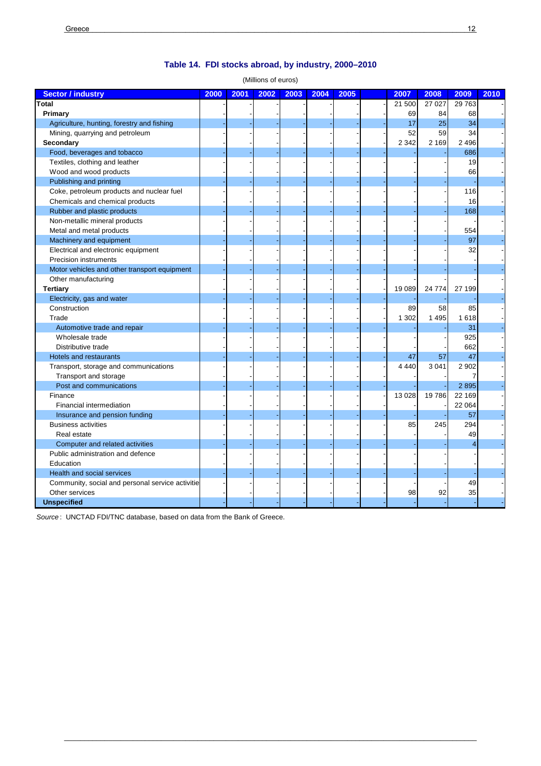## Table 14. FDI stocks abroad, by industry, 2000–2010

(Millions of euros)

| Sector / industry | 2000 | 2001 | 2002 | 2003 | 2004 | 2005 | | 2007 | 2008 | 2009 | 2010 |
|---|---|---|---|---|---|---|---|---|---|---|---|
| **Total** | - | - | - | - | - | - | - | 21 500 | 27 027 | 29 763 | - |
| **Primary** | - | - | - | - | - | - | - | 69 | 84 | 68 | - |
| Agriculture, hunting, forestry and fishing | - | - | - | - | - | - | - | 17 | 25 | 34 | - |
| Mining, quarrying and petroleum | - | - | - | - | - | - | - | 52 | 59 | 34 | - |
| **Secondary** | - | - | - | - | - | - | - | 2 342 | 2 169 | 2 496 | - |
| Food, beverages and tobacco | - | - | - | - | - | - | - | - | - | 686 | - |
| Textiles, clothing and leather | - | - | - | - | - | - | - | - | - | 19 | - |
| Wood and wood products | - | - | - | - | - | - | - | - | - | 66 | - |
| Publishing and printing | - | - | - | - | - | - | - | - | - | - | - |
| Coke, petroleum products and nuclear fuel | - | - | - | - | - | - | - | - | - | 116 | - |
| Chemicals and chemical products | - | - | - | - | - | - | - | - | - | 16 | - |
| Rubber and plastic products | - | - | - | - | - | - | - | - | - | 168 | - |
| Non-metallic mineral products | - | - | - | - | - | - | - | - | - | - | - |
| Metal and metal products | - | - | - | - | - | - | - | - | - | 554 | - |
| Machinery and equipment | - | - | - | - | - | - | - | - | - | 97 | - |
| Electrical and electronic equipment | - | - | - | - | - | - | - | - | - | 32 | - |
| Precision instruments | - | - | - | - | - | - | - | - | - | - | - |
| Motor vehicles and other transport equipment | - | - | - | - | - | - | - | - | - | - | - |
| Other manufacturing | - | - | - | - | - | - | - | - | - | - | - |
| **Tertiary** | - | - | - | - | - | - | - | 19 089 | 24 774 | 27 199 | - |
| Electricity, gas and water | - | - | - | - | - | - | - | - | - | - | - |
| Construction | - | - | - | - | - | - | - | 89 | 58 | 85 | - |
| Trade | - | - | - | - | - | - | - | 1 302 | 1 495 | 1 618 | - |
| Automotive trade and repair | - | - | - | - | - | - | - | - | - | 31 | - |
| Wholesale trade | - | - | - | - | - | - | - | - | - | 925 | - |
| Distributive trade | - | - | - | - | - | - | - | - | - | 662 | - |
| Hotels and restaurants | - | - | - | - | - | - | - | 47 | 57 | 47 | - |
| Transport, storage and communications | - | - | - | - | - | - | - | 4 440 | 3 041 | 2 902 | - |
| Transport and storage | - | - | - | - | - | - | - | - | - | 7 | - |
| Post and communications | - | - | - | - | - | - | - | - | - | 2 895 | - |
| Finance | - | - | - | - | - | - | - | 13 028 | 19 786 | 22 169 | - |
| Financial intermediation | - | - | - | - | - | - | - | - | - | 22 064 | - |
| Insurance and pension funding | - | - | - | - | - | - | - | - | - | 57 | - |
| Business activities | - | - | - | - | - | - | - | 85 | 245 | 294 | - |
| Real estate | - | - | - | - | - | - | - | - | - | 49 | - |
| Computer and related activities | - | - | - | - | - | - | - | - | - | 4 | - |
| Public administration and defence | - | - | - | - | - | - | - | - | - | - | - |
| Education | - | - | - | - | - | - | - | - | - | - | - |
| Health and social services | - | - | - | - | - | - | - | - | - | - | - |
| Community, social and personal service activitie | - | - | - | - | - | - | - | - | - | 49 | - |
| Other services | - | - | - | - | - | - | - | 98 | 92 | 35 | - |
| **Unspecified** | - | - | - | - | - | - | - | - | - | - | - |

*Source* : UNCTAD FDI/TNC database, based on data from the Bank of Greece.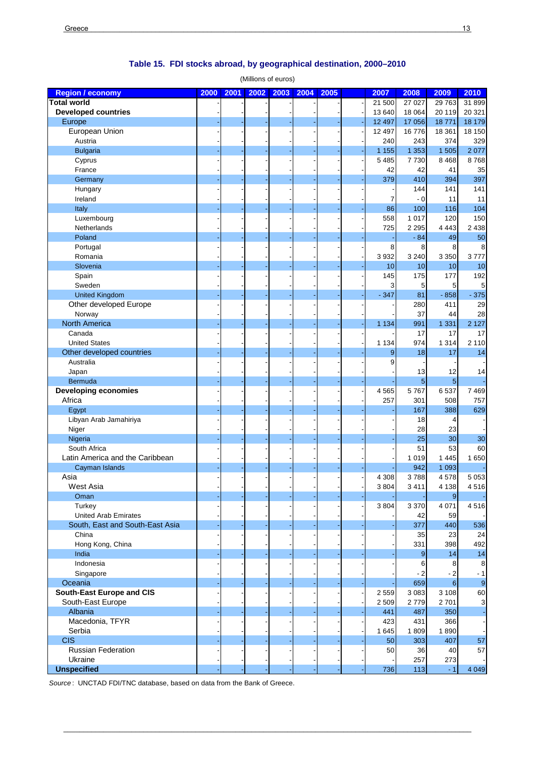## Table 15. FDI stocks abroad, by geographical destination, 2000–2010

(Millions of euros)

| Region / economy | 2000 | 2001 | 2002 | 2003 | 2004 | 2005 | 2006 | 2007 | 2008 | 2009 | 2010 |
|---|---|---|---|---|---|---|---|---|---|---|---|
| **Total world** | - | - | - | - | - | - | - | 21 500 | 27 027 | 29 763 | 31 899 |
| **Developed countries** | - | - | - | - | - | - | - | 13 640 | 18 064 | 20 119 | 20 321 |
| Europe | - | - | - | - | - | - | - | 12 497 | 17 056 | 18 771 | 18 179 |
| European Union | - | - | - | - | - | - | - | 12 497 | 16 776 | 18 361 | 18 150 |
| Austria | - | - | - | - | - | - | - | 240 | 243 | 374 | 329 |
| Bulgaria | - | - | - | - | - | - | - | 1 155 | 1 353 | 1 505 | 2 077 |
| Cyprus | - | - | - | - | - | - | - | 5 485 | 7 730 | 8 468 | 8 768 |
| France | - | - | - | - | - | - | - | 42 | 42 | 41 | 35 |
| Germany | - | - | - | - | - | - | - | 379 | 410 | 394 | 397 |
| Hungary | - | - | - | - | - | - | - | - | 144 | 141 | 141 |
| Ireland | - | - | - | - | - | - | - | 7 | - 0 | 11 | 11 |
| Italy | - | - | - | - | - | - | - | 86 | 100 | 116 | 104 |
| Luxembourg | - | - | - | - | - | - | - | 558 | 1 017 | 120 | 150 |
| Netherlands | - | - | - | - | - | - | - | 725 | 2 295 | 4 443 | 2 438 |
| Poland | - | - | - | - | - | - | - | - | - 84 | 49 | 50 |
| Portugal | - | - | - | - | - | - | - | 8 | 8 | 8 | 8 |
| Romania | - | - | - | - | - | - | - | 3 932 | 3 240 | 3 350 | 3 777 |
| Slovenia | - | - | - | - | - | - | - | 10 | 10 | 10 | 10 |
| Spain | - | - | - | - | - | - | - | 145 | 175 | 177 | 192 |
| Sweden | - | - | - | - | - | - | - | 3 | 5 | 5 | 5 |
| United Kingdom | - | - | - | - | - | - | - | - 347 | 81 | - 858 | - 375 |
| Other developed Europe | - | - | - | - | - | - | - | - | 280 | 411 | 29 |
| Norway | - | - | - | - | - | - | - | - | 37 | 44 | 28 |
| North America | - | - | - | - | - | - | - | 1 134 | 991 | 1 331 | 2 127 |
| Canada | - | - | - | - | - | - | - | - | 17 | 17 | 17 |
| United States | - | - | - | - | - | - | - | 1 134 | 974 | 1 314 | 2 110 |
| Other developed countries | - | - | - | - | - | - | - | 9 | 18 | 17 | 14 |
| Australia | - | - | - | - | - | - | - | 9 | - | - | - |
| Japan | - | - | - | - | - | - | - | - | 13 | 12 | 14 |
| Bermuda | - | - | - | - | - | - | - | - | 5 | 5 | - |
| **Developing economies** | - | - | - | - | - | - | - | 4 565 | 5 767 | 6 537 | 7 469 |
| Africa | - | - | - | - | - | - | - | 257 | 301 | 508 | 757 |
| Egypt | - | - | - | - | - | - | - | - | 167 | 388 | 629 |
| Libyan Arab Jamahiriya | - | - | - | - | - | - | - | - | 18 | 4 | - |
| Niger | - | - | - | - | - | - | - | - | 28 | 23 | - |
| Nigeria | - | - | - | - | - | - | - | - | 25 | 30 | 30 |
| South Africa | - | - | - | - | - | - | - | - | 51 | 53 | 60 |
| Latin America and the Caribbean | - | - | - | - | - | - | - | - | 1 019 | 1 445 | 1 650 |
| Cayman Islands | - | - | - | - | - | - | - | - | 942 | 1 093 | - |
| Asia | - | - | - | - | - | - | - | 4 308 | 3 788 | 4 578 | 5 053 |
| West Asia | - | - | - | - | - | - | - | 3 804 | 3 411 | 4 138 | 4 516 |
| Oman | - | - | - | - | - | - | - | - | - | 9 | - |
| Turkey | - | - | - | - | - | - | - | 3 804 | 3 370 | 4 071 | 4 516 |
| United Arab Emirates | - | - | - | - | - | - | - | - | 42 | 59 | - |
| South, East and South-East Asia | - | - | - | - | - | - | - | - | 377 | 440 | 536 |
| China | - | - | - | - | - | - | - | - | 35 | 23 | 24 |
| Hong Kong, China | - | - | - | - | - | - | - | - | 331 | 398 | 492 |
| India | - | - | - | - | - | - | - | - | 9 | 14 | 14 |
| Indonesia | - | - | - | - | - | - | - | - | 6 | 8 | 8 |
| Singapore | - | - | - | - | - | - | - | - | - 2 | - 2 | - 1 |
| Oceania | - | - | - | - | - | - | - | - | 659 | 6 | 9 |
| **South-East Europe and CIS** | - | - | - | - | - | - | - | 2 559 | 3 083 | 3 108 | 60 |
| South-East Europe | - | - | - | - | - | - | - | 2 509 | 2 779 | 2 701 | 3 |
| Albania | - | - | - | - | - | - | - | 441 | 487 | 350 | - |
| Macedonia, TFYR | - | - | - | - | - | - | - | 423 | 431 | 366 | - |
| Serbia | - | - | - | - | - | - | - | 1 645 | 1 809 | 1 890 | - |
| CIS | - | - | - | - | - | - | - | 50 | 303 | 407 | 57 |
| Russian Federation | - | - | - | - | - | - | - | 50 | 36 | 40 | 57 |
| Ukraine | - | - | - | - | - | - | - | - | 257 | 273 | - |
| **Unspecified** | - | - | - | - | - | - | - | 736 | 113 | - 1 | 4 049 |

*Source*: UNCTAD FDI/TNC database, based on data from the Bank of Greece.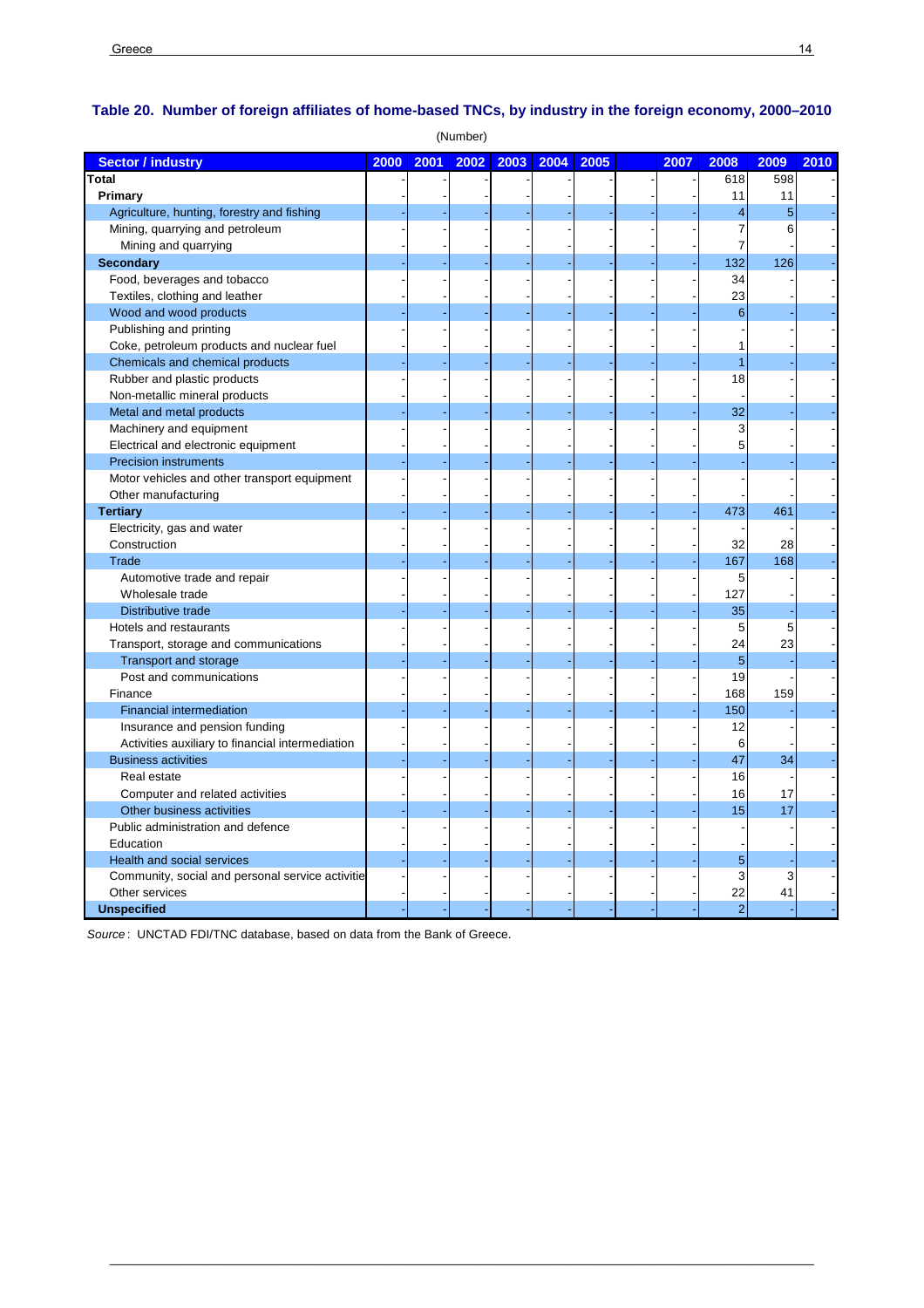## Table 20. Number of foreign affiliates of home-based TNCs, by industry in the foreign economy, 2000–2010

(Number)

| Sector / industry | 2000 | 2001 | 2002 | 2003 | 2004 | 2005 | | 2007 | 2008 | 2009 | 2010 |
|---|---|---|---|---|---|---|---|---|---|---|---|
| **Total** | - | - | - | - | - | - | - | - | 618 | 598 | - |
| **Primary** | - | - | - | - | - | - | - | - | 11 | 11 | - |
| Agriculture, hunting, forestry and fishing | - | - | - | - | - | - | - | - | 4 | 5 | - |
| Mining, quarrying and petroleum | - | - | - | - | - | - | - | - | 7 | 6 | - |
| Mining and quarrying | - | - | - | - | - | - | - | - | 7 | - | - |
| **Secondary** | - | - | - | - | - | - | - | - | 132 | 126 | - |
| Food, beverages and tobacco | - | - | - | - | - | - | - | - | 34 | - | - |
| Textiles, clothing and leather | - | - | - | - | - | - | - | - | 23 | - | - |
| Wood and wood products | - | - | - | - | - | - | - | - | 6 | - | - |
| Publishing and printing | - | - | - | - | - | - | - | - | - | - | - |
| Coke, petroleum products and nuclear fuel | - | - | - | - | - | - | - | - | 1 | - | - |
| Chemicals and chemical products | - | - | - | - | - | - | - | - | 1 | - | - |
| Rubber and plastic products | - | - | - | - | - | - | - | - | 18 | - | - |
| Non-metallic mineral products | - | - | - | - | - | - | - | - | - | - | - |
| Metal and metal products | - | - | - | - | - | - | - | - | 32 | - | - |
| Machinery and equipment | - | - | - | - | - | - | - | - | 3 | - | - |
| Electrical and electronic equipment | - | - | - | - | - | - | - | - | 5 | - | - |
| Precision instruments | - | - | - | - | - | - | - | - | - | - | - |
| Motor vehicles and other transport equipment | - | - | - | - | - | - | - | - | - | - | - |
| Other manufacturing | - | - | - | - | - | - | - | - | - | - | - |
| **Tertiary** | - | - | - | - | - | - | - | - | 473 | 461 | - |
| Electricity, gas and water | - | - | - | - | - | - | - | - | - | - | - |
| Construction | - | - | - | - | - | - | - | - | 32 | 28 | - |
| Trade | - | - | - | - | - | - | - | - | 167 | 168 | - |
| Automotive trade and repair | - | - | - | - | - | - | - | - | 5 | - | - |
| Wholesale trade | - | - | - | - | - | - | - | - | 127 | - | - |
| Distributive trade | - | - | - | - | - | - | - | - | 35 | - | - |
| Hotels and restaurants | - | - | - | - | - | - | - | - | 5 | 5 | - |
| Transport, storage and communications | - | - | - | - | - | - | - | - | 24 | 23 | - |
| Transport and storage | - | - | - | - | - | - | - | - | 5 | - | - |
| Post and communications | - | - | - | - | - | - | - | - | 19 | - | - |
| Finance | - | - | - | - | - | - | - | - | 168 | 159 | - |
| Financial intermediation | - | - | - | - | - | - | - | - | 150 | - | - |
| Insurance and pension funding | - | - | - | - | - | - | - | - | 12 | - | - |
| Activities auxiliary to financial intermediation | - | - | - | - | - | - | - | - | 6 | - | - |
| Business activities | - | - | - | - | - | - | - | - | 47 | 34 | - |
| Real estate | - | - | - | - | - | - | - | - | 16 | - | - |
| Computer and related activities | - | - | - | - | - | - | - | - | 16 | 17 | - |
| Other business activities | - | - | - | - | - | - | - | - | 15 | 17 | - |
| Public administration and defence | - | - | - | - | - | - | - | - | - | - | - |
| Education | - | - | - | - | - | - | - | - | - | - | - |
| Health and social services | - | - | - | - | - | - | - | - | 5 | - | - |
| Community, social and personal service activitie | - | - | - | - | - | - | - | - | 3 | 3 | - |
| Other services | - | - | - | - | - | - | - | - | 22 | 41 | - |
| **Unspecified** | - | - | - | - | - | - | - | - | 2 | - | - |

*Source*: UNCTAD FDI/TNC database, based on data from the Bank of Greece.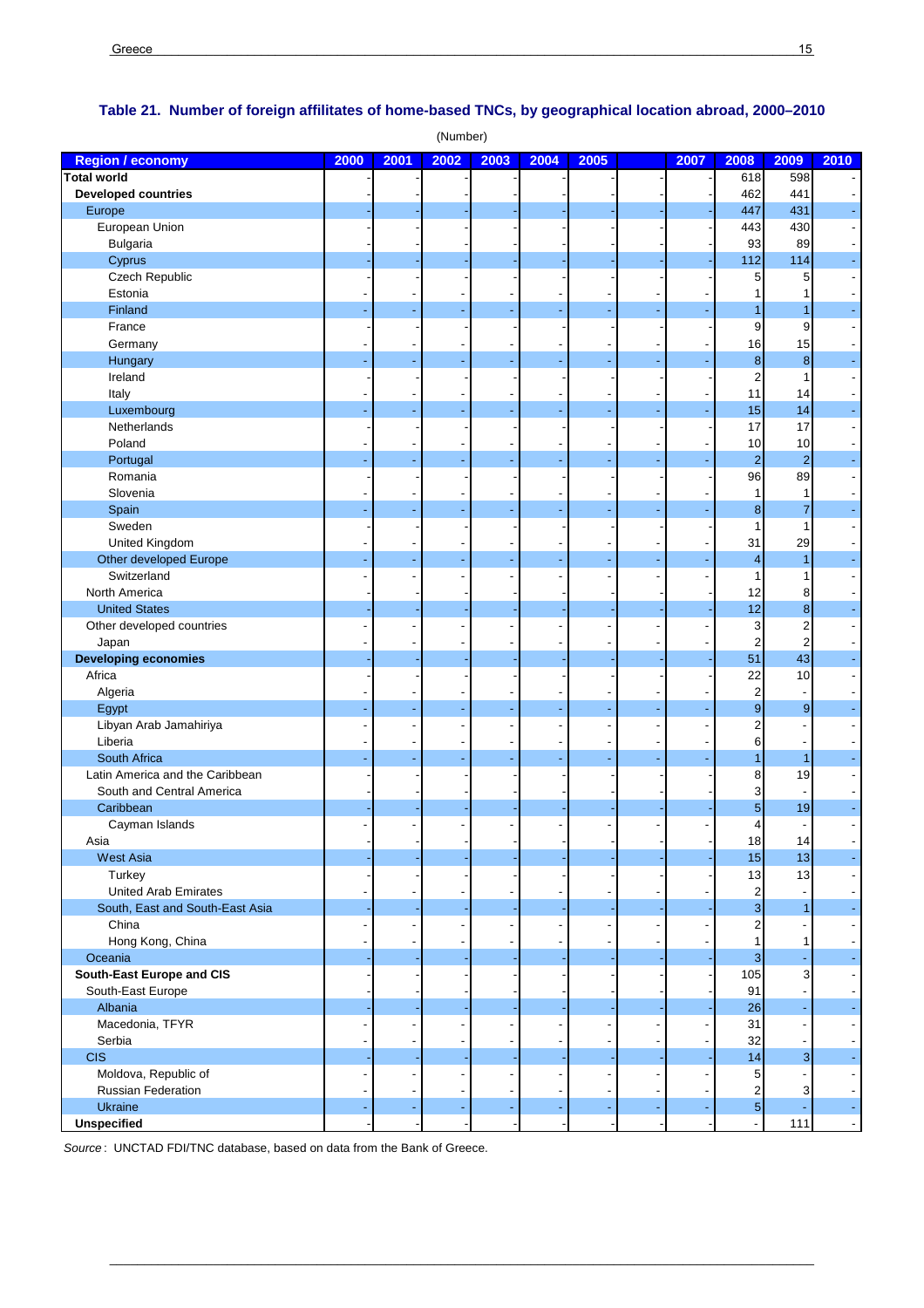## Table 21. Number of foreign affiliates of home-based TNCs, by geographical location abroad, 2000–2010

(Number)

| Region / economy | 2000 | 2001 | 2002 | 2003 | 2004 | 2005 | | 2007 | 2008 | 2009 | 2010 |
|---|---|---|---|---|---|---|---|---|---|---|---|
| **Total world** | - | - | - | - | - | - | - | - | 618 | 598 | - |
| **Developed countries** | - | - | - | - | - | - | - | - | 462 | 441 | - |
| Europe | - | - | - | - | - | - | - | - | 447 | 431 | - |
| European Union | - | - | - | - | - | - | - | - | 443 | 430 | - |
| Bulgaria | - | - | - | - | - | - | - | - | 93 | 89 | - |
| Cyprus | - | - | - | - | - | - | - | - | 112 | 114 | - |
| Czech Republic | - | - | - | - | - | - | - | - | 5 | 5 | - |
| Estonia | - | - | - | - | - | - | - | - | 1 | 1 | - |
| Finland | - | - | - | - | - | - | - | - | 1 | 1 | - |
| France | - | - | - | - | - | - | - | - | 9 | 9 | - |
| Germany | - | - | - | - | - | - | - | - | 16 | 15 | - |
| Hungary | - | - | - | - | - | - | - | - | 8 | 8 | - |
| Ireland | - | - | - | - | - | - | - | - | 2 | 1 | - |
| Italy | - | - | - | - | - | - | - | - | 11 | 14 | - |
| Luxembourg | - | - | - | - | - | - | - | - | 15 | 14 | - |
| Netherlands | - | - | - | - | - | - | - | - | 17 | 17 | - |
| Poland | - | - | - | - | - | - | - | - | 10 | 10 | - |
| Portugal | - | - | - | - | - | - | - | - | 2 | 2 | - |
| Romania | - | - | - | - | - | - | - | - | 96 | 89 | - |
| Slovenia | - | - | - | - | - | - | - | - | 1 | 1 | - |
| Spain | - | - | - | - | - | - | - | - | 8 | 7 | - |
| Sweden | - | - | - | - | - | - | - | - | 1 | 1 | - |
| United Kingdom | - | - | - | - | - | - | - | - | 31 | 29 | - |
| Other developed Europe | - | - | - | - | - | - | - | - | 4 | 1 | - |
| Switzerland | - | - | - | - | - | - | - | - | 1 | 1 | - |
| North America | - | - | - | - | - | - | - | - | 12 | 8 | - |
| United States | - | - | - | - | - | - | - | - | 12 | 8 | - |
| Other developed countries | - | - | - | - | - | - | - | - | 3 | 2 | - |
| Japan | - | - | - | - | - | - | - | - | 2 | 2 | - |
| **Developing economies** | - | - | - | - | - | - | - | - | 51 | 43 | - |
| Africa | - | - | - | - | - | - | - | - | 22 | 10 | - |
| Algeria | - | - | - | - | - | - | - | - | 2 | - | - |
| Egypt | - | - | - | - | - | - | - | - | 9 | 9 | - |
| Libyan Arab Jamahiriya | - | - | - | - | - | - | - | - | 2 | - | - |
| Liberia | - | - | - | - | - | - | - | - | 6 | - | - |
| South Africa | - | - | - | - | - | - | - | - | 1 | 1 | - |
| Latin America and the Caribbean | - | - | - | - | - | - | - | - | 8 | 19 | - |
| South and Central America | - | - | - | - | - | - | - | - | 3 | - | - |
| Caribbean | - | - | - | - | - | - | - | - | 5 | 19 | - |
| Cayman Islands | - | - | - | - | - | - | - | - | 4 | - | - |
| Asia | - | - | - | - | - | - | - | - | 18 | 14 | - |
| West Asia | - | - | - | - | - | - | - | - | 15 | 13 | - |
| Turkey | - | - | - | - | - | - | - | - | 13 | 13 | - |
| United Arab Emirates | - | - | - | - | - | - | - | - | 2 | - | - |
| South, East and South-East Asia | - | - | - | - | - | - | - | - | 3 | 1 | - |
| China | - | - | - | - | - | - | - | - | 2 | - | - |
| Hong Kong, China | - | - | - | - | - | - | - | - | 1 | 1 | - |
| Oceania | - | - | - | - | - | - | - | - | 3 | - | - |
| **South-East Europe and CIS** | - | - | - | - | - | - | - | - | 105 | 3 | - |
| South-East Europe | - | - | - | - | - | - | - | - | 91 | - | - |
| Albania | - | - | - | - | - | - | - | - | 26 | - | - |
| Macedonia, TFYR | - | - | - | - | - | - | - | - | 31 | - | - |
| Serbia | - | - | - | - | - | - | - | - | 32 | - | - |
| CIS | - | - | - | - | - | - | - | - | 14 | 3 | - |
| Moldova, Republic of | - | - | - | - | - | - | - | - | 5 | - | - |
| Russian Federation | - | - | - | - | - | - | - | - | 2 | 3 | - |
| Ukraine | - | - | - | - | - | - | - | - | 5 | - | - |
| **Unspecified** | - | - | - | - | - | - | - | - | - | 111 | - |

*Source* : UNCTAD FDI/TNC database, based on data from the Bank of Greece.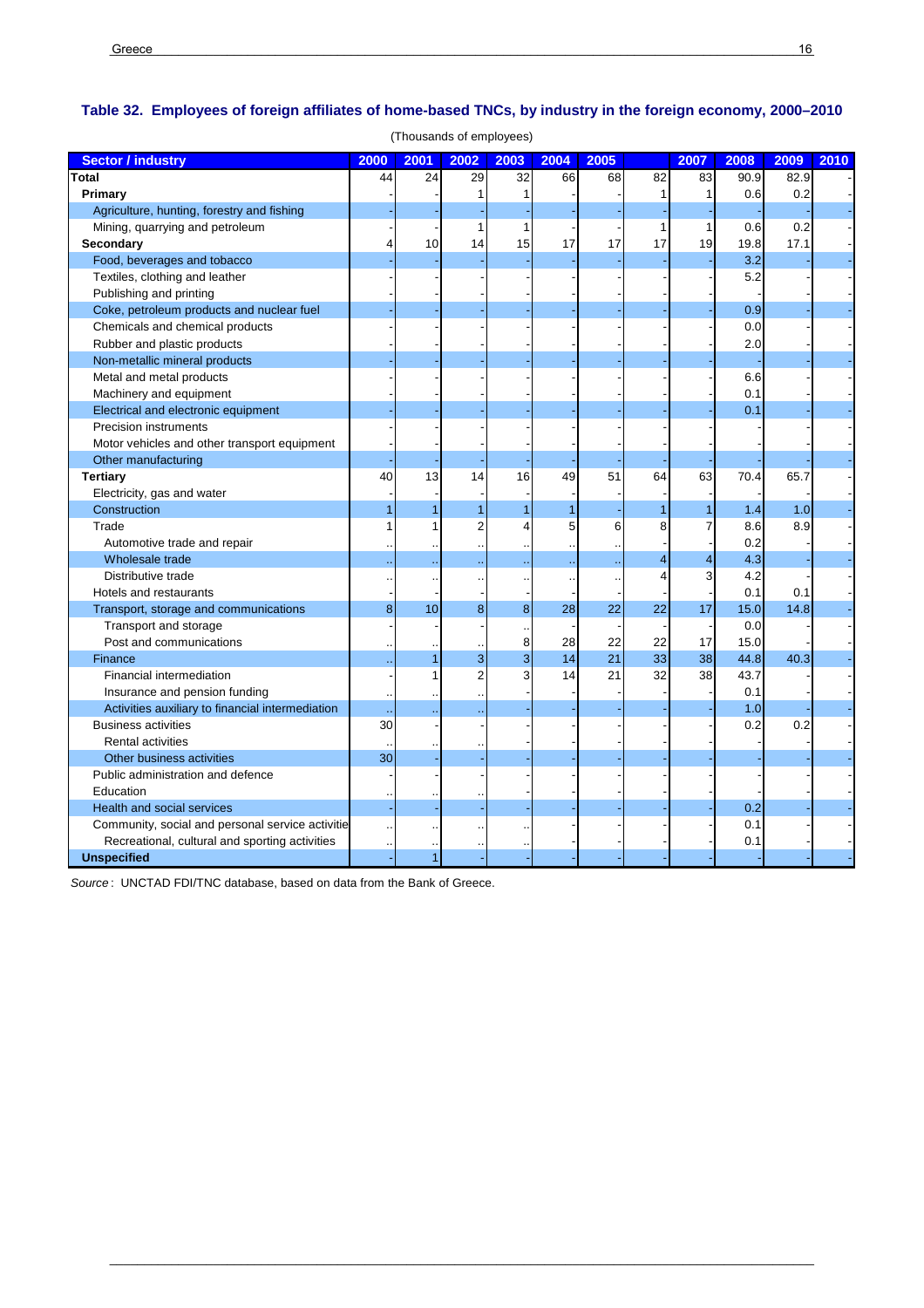## Table 32. Employees of foreign affiliates of home-based TNCs, by industry in the foreign economy, 2000–2010

(Thousands of employees)

| Sector / industry | 2000 | 2001 | 2002 | 2003 | 2004 | 2005 | | 2007 | 2008 | 2009 | 2010 |
|---|---|---|---|---|---|---|---|---|---|---|---|
| **Total** | 44 | 24 | 29 | 32 | 66 | 68 | 82 | 83 | 90.9 | 82.9 | - |
| **Primary** | - | - | 1 | 1 | - | - | 1 | 1 | 0.6 | 0.2 | - |
| Agriculture, hunting, forestry and fishing | - | - | - | - | - | - | - | - | - | - | - |
| Mining, quarrying and petroleum | - | - | 1 | 1 | - | - | 1 | 1 | 0.6 | 0.2 | - |
| **Secondary** | 4 | 10 | 14 | 15 | 17 | 17 | 17 | 19 | 19.8 | 17.1 | - |
| Food, beverages and tobacco | - | - | - | - | - | - | - | - | 3.2 | - | - |
| Textiles, clothing and leather | - | - | - | - | - | - | - | - | 5.2 | - | - |
| Publishing and printing | - | - | - | - | - | - | - | - | - | - | - |
| Coke, petroleum products and nuclear fuel | - | - | - | - | - | - | - | - | 0.9 | - | - |
| Chemicals and chemical products | - | - | - | - | - | - | - | - | 0.0 | - | - |
| Rubber and plastic products | - | - | - | - | - | - | - | - | 2.0 | - | - |
| Non-metallic mineral products | - | - | - | - | - | - | - | - | - | - | - |
| Metal and metal products | - | - | - | - | - | - | - | - | 6.6 | - | - |
| Machinery and equipment | - | - | - | - | - | - | - | - | 0.1 | - | - |
| Electrical and electronic equipment | - | - | - | - | - | - | - | - | 0.1 | - | - |
| Precision instruments | - | - | - | - | - | - | - | - | - | - | - |
| Motor vehicles and other transport equipment | - | - | - | - | - | - | - | - | - | - | - |
| Other manufacturing | - | - | - | - | - | - | - | - | - | - | - |
| **Tertiary** | 40 | 13 | 14 | 16 | 49 | 51 | 64 | 63 | 70.4 | 65.7 | - |
| Electricity, gas and water | - | - | - | - | - | - | - | - | - | - | - |
| Construction | 1 | 1 | 1 | 1 | 1 | - | 1 | 1 | 1.4 | 1.0 | - |
| Trade | 1 | 1 | 2 | 4 | 5 | 6 | 8 | 7 | 8.6 | 8.9 | - |
| Automotive trade and repair | .. | .. | .. | .. | .. | .. | - | - | 0.2 | - | - |
| Wholesale trade | .. | .. | .. | .. | .. | .. | 4 | 4 | 4.3 | - | - |
| Distributive trade | .. | .. | .. | .. | .. | .. | 4 | 3 | 4.2 | - | - |
| Hotels and restaurants | - | - | - | - | - | - | - | - | 0.1 | 0.1 | - |
| Transport, storage and communications | 8 | 10 | 8 | 8 | 28 | 22 | 22 | 17 | 15.0 | 14.8 | - |
| Transport and storage | - | - | - | .. | - | - | - | - | 0.0 | - | - |
| Post and communications | .. | .. | .. | 8 | 28 | 22 | 22 | 17 | 15.0 | - | - |
| Finance | .. | 1 | 3 | 3 | 14 | 21 | 33 | 38 | 44.8 | 40.3 | - |
| Financial intermediation | - | 1 | 2 | 3 | 14 | 21 | 32 | 38 | 43.7 | - | - |
| Insurance and pension funding | .. | .. | .. | - | - | - | - | - | 0.1 | - | - |
| Activities auxiliary to financial intermediation | .. | .. | .. | - | - | - | - | - | 1.0 | - | - |
| Business activities | 30 | - | - | - | - | - | - | - | 0.2 | 0.2 | - |
| Rental activities | .. | .. | .. | - | - | - | - | - | - | - | - |
| Other business activities | 30 | - | - | - | - | - | - | - | - | - | - |
| Public administration and defence | - | - | - | - | - | - | - | - | - | - | - |
| Education | .. | .. | .. | - | - | - | - | - | - | - | - |
| Health and social services | - | - | - | - | - | - | - | - | 0.2 | - | - |
| Community, social and personal service activitie | .. | .. | .. | .. | - | - | - | - | 0.1 | - | - |
| Recreational, cultural and sporting activities | .. | .. | .. | .. | - | - | - | - | 0.1 | - | - |
| **Unspecified** | - | 1 | - | - | - | - | - | - | - | - | - |

*Source*: UNCTAD FDI/TNC database, based on data from the Bank of Greece.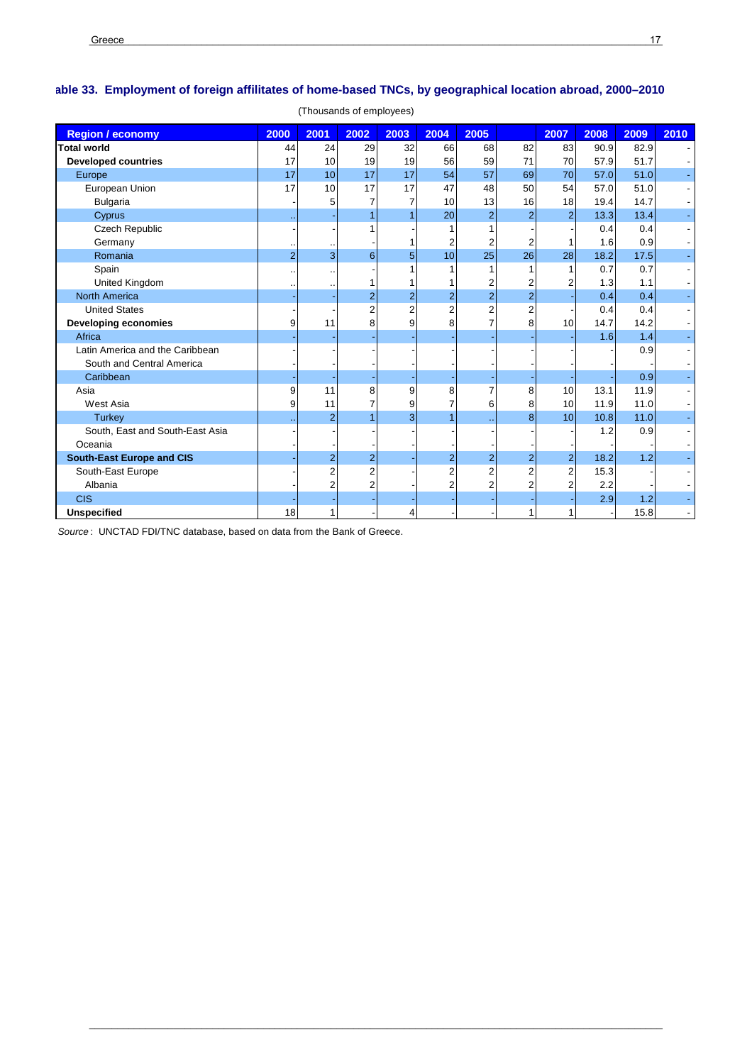## able 33. Employment of foreign affiliates of home-based TNCs, by geographical location abroad, 2000–2010

(Thousands of employees)

| Region / economy | 2000 | 2001 | 2002 | 2003 | 2004 | 2005 | | 2007 | 2008 | 2009 | 2010 |
|---|---|---|---|---|---|---|---|---|---|---|---|
| **Total world** | 44 | 24 | 29 | 32 | 66 | 68 | 82 | 83 | 90.9 | 82.9 | - |
| **Developed countries** | 17 | 10 | 19 | 19 | 56 | 59 | 71 | 70 | 57.9 | 51.7 | - |
| Europe | 17 | 10 | 17 | 17 | 54 | 57 | 69 | 70 | 57.0 | 51.0 | - |
| European Union | 17 | 10 | 17 | 17 | 47 | 48 | 50 | 54 | 57.0 | 51.0 | - |
| Bulgaria | - | 5 | 7 | 7 | 10 | 13 | 16 | 18 | 19.4 | 14.7 | - |
| Cyprus | .. | - | 1 | 1 | 20 | 2 | 2 | 2 | 13.3 | 13.4 | - |
| Czech Republic | - | - | 1 | - | 1 | 1 | - | - | 0.4 | 0.4 | - |
| Germany | .. | .. | - | 1 | 2 | 2 | 2 | 1 | 1.6 | 0.9 | - |
| Romania | 2 | 3 | 6 | 5 | 10 | 25 | 26 | 28 | 18.2 | 17.5 | - |
| Spain | .. | .. | - | 1 | 1 | 1 | 1 | 1 | 0.7 | 0.7 | - |
| United Kingdom | .. | .. | 1 | 1 | 1 | 2 | 2 | 2 | 1.3 | 1.1 | - |
| North America | - | - | 2 | 2 | 2 | 2 | 2 | - | 0.4 | 0.4 | - |
| United States | - | - | 2 | 2 | 2 | 2 | 2 | - | 0.4 | 0.4 | - |
| **Developing economies** | 9 | 11 | 8 | 9 | 8 | 7 | 8 | 10 | 14.7 | 14.2 | - |
| Africa | - | - | - | - | - | - | - | - | 1.6 | 1.4 | - |
| Latin America and the Caribbean | - | - | - | - | - | - | - | - | - | 0.9 | - |
| South and Central America | - | - | - | - | - | - | - | - | - | - | - |
| Caribbean | - | - | - | - | - | - | - | - | - | 0.9 | - |
| Asia | 9 | 11 | 8 | 9 | 8 | 7 | 8 | 10 | 13.1 | 11.9 | - |
| West Asia | 9 | 11 | 7 | 9 | 7 | 6 | 8 | 10 | 11.9 | 11.0 | - |
| Turkey | .. | 2 | 1 | 3 | 1 | .. | 8 | 10 | 10.8 | 11.0 | - |
| South, East and South-East Asia | - | - | - | - | - | - | - | - | 1.2 | 0.9 | - |
| Oceania | - | - | - | - | - | - | - | - | - | - | - |
| **South-East Europe and CIS** | - | 2 | 2 | - | 2 | 2 | 2 | 2 | 18.2 | 1.2 | - |
| South-East Europe | - | 2 | 2 | - | 2 | 2 | 2 | 2 | 15.3 | - | - |
| Albania | - | 2 | 2 | - | 2 | 2 | 2 | 2 | 2.2 | - | - |
| CIS | - | - | - | - | - | - | - | - | 2.9 | 1.2 | - |
| **Unspecified** | 18 | 1 | - | 4 | - | - | 1 | 1 | - | 15.8 | - |

*Source* : UNCTAD FDI/TNC database, based on data from the Bank of Greece.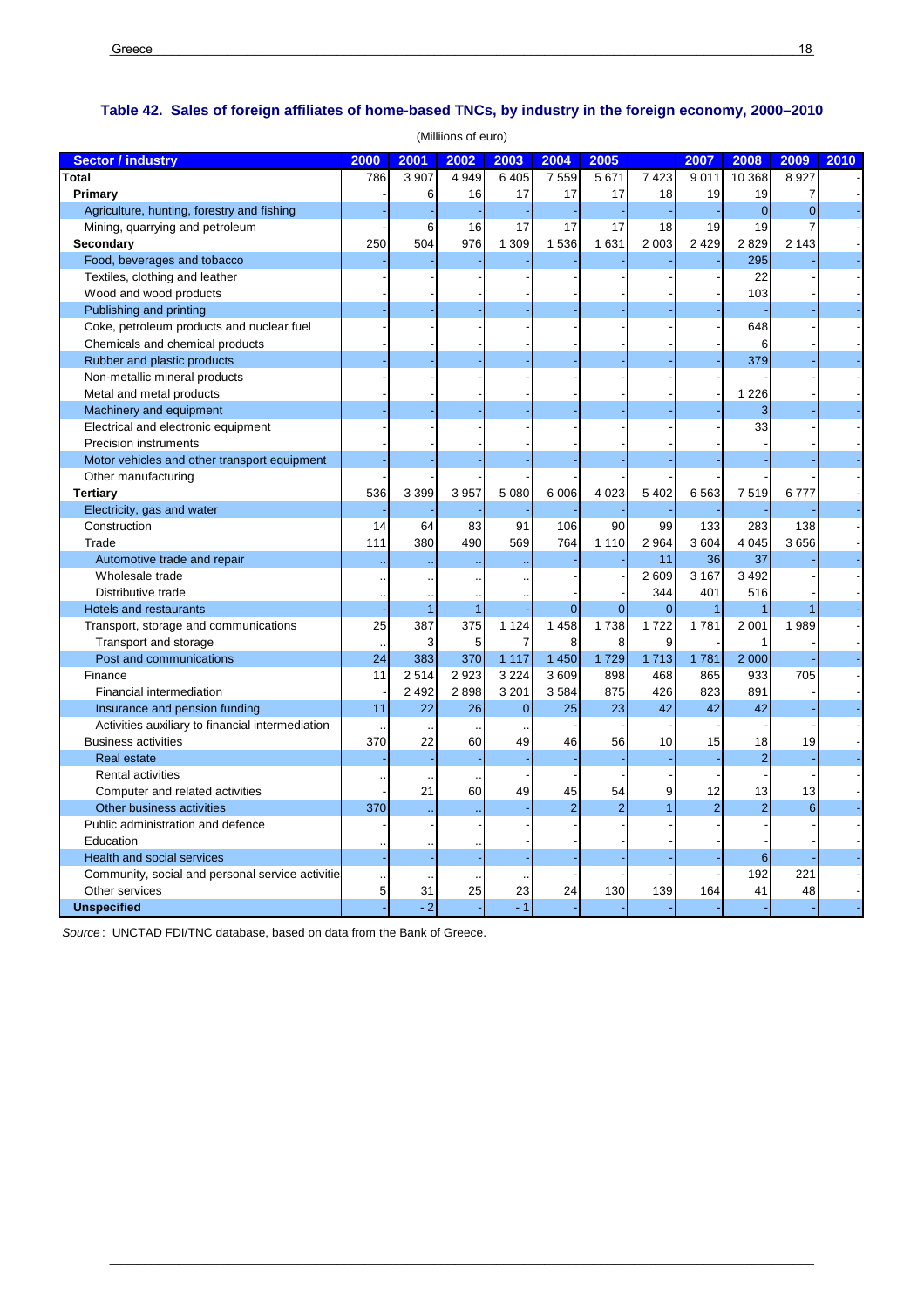## Table 42. Sales of foreign affiliates of home-based TNCs, by industry in the foreign economy, 2000–2010

(Milliions of euro)

| Sector / industry | 2000 | 2001 | 2002 | 2003 | 2004 | 2005 | | 2007 | 2008 | 2009 | 2010 |
|---|---|---|---|---|---|---|---|---|---|---|---|
| **Total** | 786 | 3 907 | 4 949 | 6 405 | 7 559 | 5 671 | 7 423 | 9 011 | 10 368 | 8 927 | - |
| **Primary** | - | 6 | 16 | 17 | 17 | 17 | 18 | 19 | 19 | 7 | - |
| Agriculture, hunting, forestry and fishing | - | - | - | - | - | - | - | - | 0 | 0 | - |
| Mining, quarrying and petroleum | - | 6 | 16 | 17 | 17 | 17 | 18 | 19 | 19 | 7 | - |
| **Secondary** | 250 | 504 | 976 | 1 309 | 1 536 | 1 631 | 2 003 | 2 429 | 2 829 | 2 143 | - |
| Food, beverages and tobacco | - | - | - | - | - | - | - | - | 295 | - | - |
| Textiles, clothing and leather | - | - | - | - | - | - | - | - | 22 | - | - |
| Wood and wood products | - | - | - | - | - | - | - | - | 103 | - | - |
| Publishing and printing | - | - | - | - | - | - | - | - | - | - | - |
| Coke, petroleum products and nuclear fuel | - | - | - | - | - | - | - | - | 648 | - | - |
| Chemicals and chemical products | - | - | - | - | - | - | - | - | 6 | - | - |
| Rubber and plastic products | - | - | - | - | - | - | - | - | 379 | - | - |
| Non-metallic mineral products | - | - | - | - | - | - | - | - | - | - | - |
| Metal and metal products | - | - | - | - | - | - | - | - | 1 226 | - | - |
| Machinery and equipment | - | - | - | - | - | - | - | - | 3 | - | - |
| Electrical and electronic equipment | - | - | - | - | - | - | - | - | 33 | - | - |
| Precision instruments | - | - | - | - | - | - | - | - | - | - | - |
| Motor vehicles and other transport equipment | - | - | - | - | - | - | - | - | - | - | - |
| Other manufacturing | - | - | - | - | - | - | - | - | - | - | - |
| **Tertiary** | 536 | 3 399 | 3 957 | 5 080 | 6 006 | 4 023 | 5 402 | 6 563 | 7 519 | 6 777 | - |
| Electricity, gas and water | - | - | - | - | - | - | - | - | - | - | - |
| Construction | 14 | 64 | 83 | 91 | 106 | 90 | 99 | 133 | 283 | 138 | - |
| Trade | 111 | 380 | 490 | 569 | 764 | 1 110 | 2 964 | 3 604 | 4 045 | 3 656 | - |
| Automotive trade and repair | .. | .. | .. | .. | - | - | 11 | 36 | 37 | - | - |
| Wholesale trade | .. | .. | .. | .. | - | - | 2 609 | 3 167 | 3 492 | - | - |
| Distributive trade | .. | .. | .. | .. | - | - | 344 | 401 | 516 | - | - |
| Hotels and restaurants | - | 1 | 1 | - | 0 | 0 | 0 | 1 | 1 | 1 | - |
| Transport, storage and communications | 25 | 387 | 375 | 1 124 | 1 458 | 1 738 | 1 722 | 1 781 | 2 001 | 1 989 | - |
| Transport and storage | .. | 3 | 5 | 7 | 8 | 8 | 9 | - | 1 | - | - |
| Post and communications | 24 | 383 | 370 | 1 117 | 1 450 | 1 729 | 1 713 | 1 781 | 2 000 | - | - |
| Finance | 11 | 2 514 | 2 923 | 3 224 | 3 609 | 898 | 468 | 865 | 933 | 705 | - |
| Financial intermediation | - | 2 492 | 2 898 | 3 201 | 3 584 | 875 | 426 | 823 | 891 | - | - |
| Insurance and pension funding | 11 | 22 | 26 | 0 | 25 | 23 | 42 | 42 | 42 | - | - |
| Activities auxiliary to financial intermediation | .. | .. | .. | .. | - | - | - | - | - | - | - |
| Business activities | 370 | 22 | 60 | 49 | 46 | 56 | 10 | 15 | 18 | 19 | - |
| Real estate | - | - | - | - | - | - | - | - | 2 | - | - |
| Rental activities | .. | .. | .. | - | - | - | - | - | - | - | - |
| Computer and related activities | - | 21 | 60 | 49 | 45 | 54 | 9 | 12 | 13 | 13 | - |
| Other business activities | 370 | .. | .. | - | 2 | 2 | 1 | 2 | 2 | 6 | - |
| Public administration and defence | - | - | - | - | - | - | - | - | - | - | - |
| Education | .. | .. | .. | - | - | - | - | - | - | - | - |
| Health and social services | - | - | - | - | - | - | - | - | 6 | - | - |
| Community, social and personal service activitie | .. | .. | .. | .. | - | - | - | - | 192 | 221 | - |
| Other services | 5 | 31 | 25 | 23 | 24 | 130 | 139 | 164 | 41 | 48 | - |
| **Unspecified** | - | - 2 | - | - 1 | - | - | - | - | - | - | - |

*Source* : UNCTAD FDI/TNC database, based on data from the Bank of Greece.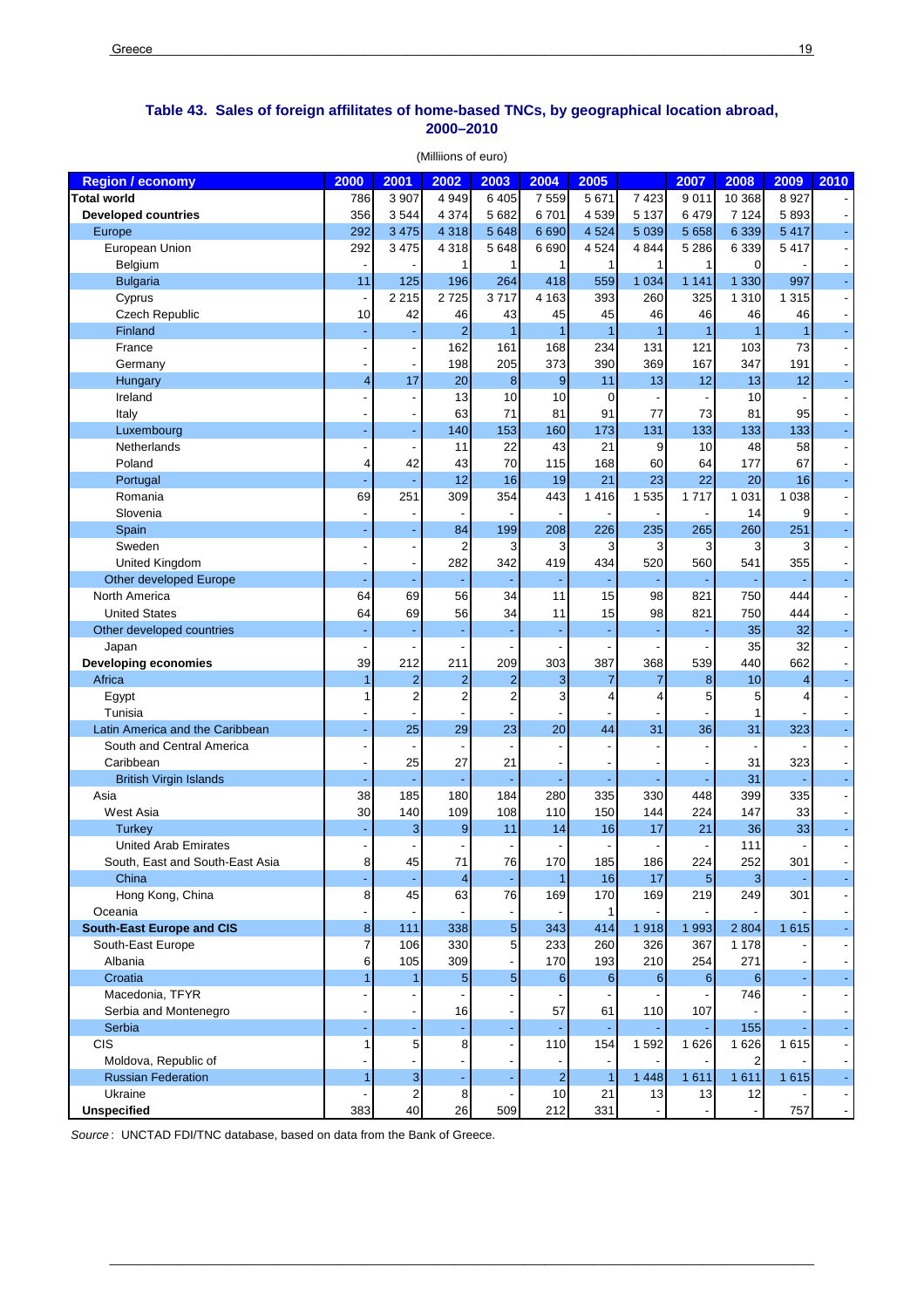### Table 43. Sales of foreign affiliates of home-based TNCs, by geographical location abroad, 2000–2010

(Milliions of euro)

| Region / economy | 2000 | 2001 | 2002 | 2003 | 2004 | 2005 | | 2007 | 2008 | 2009 | 2010 |
|---|---|---|---|---|---|---|---|---|---|---|---|
| **Total world** | 786 | 3 907 | 4 949 | 6 405 | 7 559 | 5 671 | 7 423 | 9 011 | 10 368 | 8 927 | - |
| **Developed countries** | 356 | 3 544 | 4 374 | 5 682 | 6 701 | 4 539 | 5 137 | 6 479 | 7 124 | 5 893 | - |
| Europe | 292 | 3 475 | 4 318 | 5 648 | 6 690 | 4 524 | 5 039 | 5 658 | 6 339 | 5 417 | - |
| European Union | 292 | 3 475 | 4 318 | 5 648 | 6 690 | 4 524 | 4 844 | 5 286 | 6 339 | 5 417 | - |
| Belgium | - | - | 1 | 1 | 1 | 1 | 1 | 1 | 0 | - | - |
| Bulgaria | 11 | 125 | 196 | 264 | 418 | 559 | 1 034 | 1 141 | 1 330 | 997 | - |
| Cyprus | - | 2 215 | 2 725 | 3 717 | 4 163 | 393 | 260 | 325 | 1 310 | 1 315 | - |
| Czech Republic | 10 | 42 | 46 | 43 | 45 | 45 | 46 | 46 | 46 | 46 | - |
| Finland | - | - | 2 | 1 | 1 | 1 | 1 | 1 | 1 | 1 | - |
| France | - | - | 162 | 161 | 168 | 234 | 131 | 121 | 103 | 73 | - |
| Germany | - | - | 198 | 205 | 373 | 390 | 369 | 167 | 347 | 191 | - |
| Hungary | 4 | 17 | 20 | 8 | 9 | 11 | 13 | 12 | 13 | 12 | - |
| Ireland | - | - | 13 | 10 | 10 | 0 | - | - | 10 | - | - |
| Italy | - | - | 63 | 71 | 81 | 91 | 77 | 73 | 81 | 95 | - |
| Luxembourg | - | - | 140 | 153 | 160 | 173 | 131 | 133 | 133 | 133 | - |
| Netherlands | - | - | 11 | 22 | 43 | 21 | 9 | 10 | 48 | 58 | - |
| Poland | 4 | 42 | 43 | 70 | 115 | 168 | 60 | 64 | 177 | 67 | - |
| Portugal | - | - | 12 | 16 | 19 | 21 | 23 | 22 | 20 | 16 | - |
| Romania | 69 | 251 | 309 | 354 | 443 | 1 416 | 1 535 | 1 717 | 1 031 | 1 038 | - |
| Slovenia | - | - | - | - | - | - | - | - | 14 | 9 | - |
| Spain | - | - | 84 | 199 | 208 | 226 | 235 | 265 | 260 | 251 | - |
| Sweden | - | - | 2 | 3 | 3 | 3 | 3 | 3 | 3 | 3 | - |
| United Kingdom | - | - | 282 | 342 | 419 | 434 | 520 | 560 | 541 | 355 | - |
| Other developed Europe | - | - | - | - | - | - | - | - | - | - | - |
| North America | 64 | 69 | 56 | 34 | 11 | 15 | 98 | 821 | 750 | 444 | - |
| United States | 64 | 69 | 56 | 34 | 11 | 15 | 98 | 821 | 750 | 444 | - |
| Other developed countries | - | - | - | - | - | - | - | - | 35 | 32 | - |
| Japan | - | - | - | - | - | - | - | - | 35 | 32 | - |
| **Developing economies** | 39 | 212 | 211 | 209 | 303 | 387 | 368 | 539 | 440 | 662 | - |
| Africa | 1 | 2 | 2 | 2 | 3 | 7 | 7 | 8 | 10 | 4 | - |
| Egypt | 1 | 2 | 2 | 2 | 3 | 4 | 4 | 5 | 5 | 4 | - |
| Tunisia | - | - | - | - | - | - | - | - | 1 | - | - |
| Latin America and the Caribbean | - | 25 | 29 | 23 | 20 | 44 | 31 | 36 | 31 | 323 | - |
| South and Central America | - | - | - | - | - | - | - | - | - | - | - |
| Caribbean | - | 25 | 27 | 21 | - | - | - | - | 31 | 323 | - |
| British Virgin Islands | - | - | - | - | - | - | - | - | 31 | - | - |
| Asia | 38 | 185 | 180 | 184 | 280 | 335 | 330 | 448 | 399 | 335 | - |
| West Asia | 30 | 140 | 109 | 108 | 110 | 150 | 144 | 224 | 147 | 33 | - |
| Turkey | - | 3 | 9 | 11 | 14 | 16 | 17 | 21 | 36 | 33 | - |
| United Arab Emirates | - | - | - | - | - | - | - | - | 111 | - | - |
| South, East and South-East Asia | 8 | 45 | 71 | 76 | 170 | 185 | 186 | 224 | 252 | 301 | - |
| China | - | - | 4 | - | 1 | 16 | 17 | 5 | 3 | - | - |
| Hong Kong, China | 8 | 45 | 63 | 76 | 169 | 170 | 169 | 219 | 249 | 301 | - |
| Oceania | - | - | - | - | - | 1 | - | - | - | - | - |
| **South-East Europe and CIS** | 8 | 111 | 338 | 5 | 343 | 414 | 1 918 | 1 993 | 2 804 | 1 615 | - |
| South-East Europe | 7 | 106 | 330 | 5 | 233 | 260 | 326 | 367 | 1 178 | - | - |
| Albania | 6 | 105 | 309 | - | 170 | 193 | 210 | 254 | 271 | - | - |
| Croatia | 1 | 1 | 5 | 5 | 6 | 6 | 6 | 6 | 6 | - | - |
| Macedonia, TFYR | - | - | - | - | - | - | - | - | 746 | - | - |
| Serbia and Montenegro | - | - | 16 | - | 57 | 61 | 110 | 107 | - | - | - |
| Serbia | - | - | - | - | - | - | - | - | 155 | - | - |
| CIS | 1 | 5 | 8 | - | 110 | 154 | 1 592 | 1 626 | 1 626 | 1 615 | - |
| Moldova, Republic of | - | - | - | - | - | - | - | - | 2 | - | - |
| Russian Federation | 1 | 3 | - | - | 2 | 1 | 1 448 | 1 611 | 1 611 | 1 615 | - |
| Ukraine | - | 2 | 8 | - | 10 | 21 | 13 | 13 | 12 | - | - |
| **Unspecified** | 383 | 40 | 26 | 509 | 212 | 331 | - | - | - | 757 | - |

*Source* : UNCTAD FDI/TNC database, based on data from the Bank of Greece.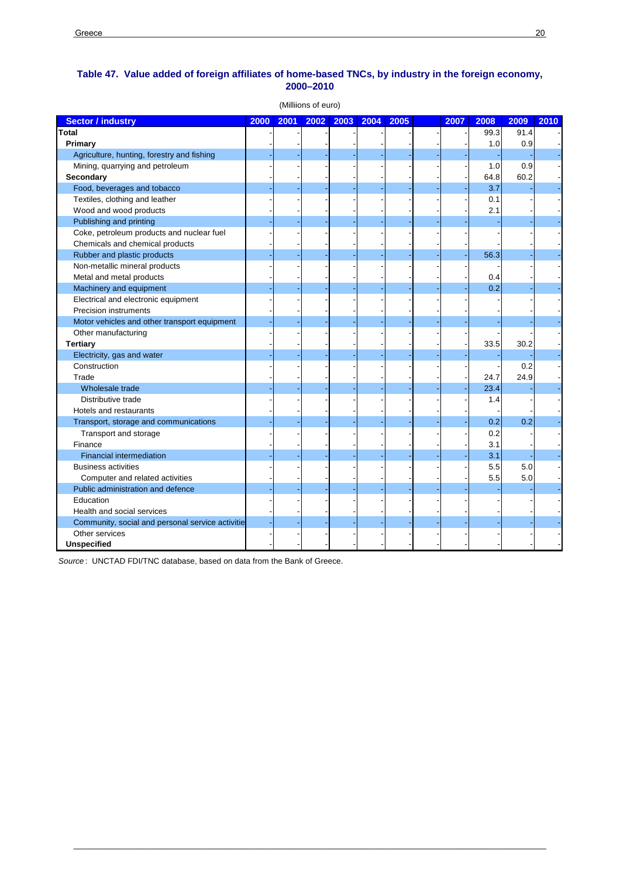## Table 47. Value added of foreign affiliates of home-based TNCs, by industry in the foreign economy, 2000–2010

(Milliions of euro)

| Sector / industry | 2000 | 2001 | 2002 | 2003 | 2004 | 2005 | | 2007 | 2008 | 2009 | 2010 |
|---|---|---|---|---|---|---|---|---|---|---|---|
| **Total** | - | - | - | - | - | - | - | - | 99.3 | 91.4 | - |
| **Primary** | - | - | - | - | - | - | - | - | 1.0 | 0.9 | - |
| Agriculture, hunting, forestry and fishing | - | - | - | - | - | - | - | - | - | - | - |
| Mining, quarrying and petroleum | - | - | - | - | - | - | - | - | 1.0 | 0.9 | - |
| **Secondary** | - | - | - | - | - | - | - | - | 64.8 | 60.2 | - |
| Food, beverages and tobacco | - | - | - | - | - | - | - | - | 3.7 | - | - |
| Textiles, clothing and leather | - | - | - | - | - | - | - | - | 0.1 | - | - |
| Wood and wood products | - | - | - | - | - | - | - | - | 2.1 | - | - |
| Publishing and printing | - | - | - | - | - | - | - | - | - | - | - |
| Coke, petroleum products and nuclear fuel | - | - | - | - | - | - | - | - | | - | - |
| Chemicals and chemical products | - | - | - | - | - | - | - | - | - | - | - |
| Rubber and plastic products | - | - | - | - | - | - | - | - | 56.3 | - | - |
| Non-metallic mineral products | - | - | - | - | - | - | - | - | - | - | - |
| Metal and metal products | - | - | - | - | - | - | - | - | 0.4 | - | - |
| Machinery and equipment | - | - | - | - | - | - | - | - | 0.2 | - | - |
| Electrical and electronic equipment | - | - | - | - | - | - | - | - | | - | - |
| Precision instruments | - | - | - | - | - | - | - | - | - | - | - |
| Motor vehicles and other transport equipment | - | - | - | - | - | - | - | - | - | - | - |
| Other manufacturing | - | - | - | - | - | - | - | - | - | - | - |
| **Tertiary** | - | - | - | - | - | - | - | - | 33.5 | 30.2 | - |
| Electricity, gas and water | - | - | - | - | - | - | - | - | - | - | - |
| Construction | - | - | - | - | - | - | - | - | - | 0.2 | - |
| Trade | - | - | - | - | - | - | - | - | 24.7 | 24.9 | - |
| Wholesale trade | - | - | - | - | - | - | - | - | 23.4 | - | - |
| Distributive trade | - | - | - | - | - | - | - | - | 1.4 | - | - |
| Hotels and restaurants | - | - | - | - | - | - | - | - | - | - | - |
| Transport, storage and communications | - | - | - | - | - | - | - | - | 0.2 | 0.2 | - |
| Transport and storage | - | - | - | - | - | - | - | - | 0.2 | - | - |
| Finance | - | - | - | - | - | - | - | - | 3.1 | - | - |
| Financial intermediation | - | - | - | - | - | - | - | - | 3.1 | - | - |
| Business activities | - | - | - | - | - | - | - | - | 5.5 | 5.0 | - |
| Computer and related activities | - | - | - | - | - | - | - | - | 5.5 | 5.0 | - |
| Public administration and defence | - | - | - | - | - | - | - | - | - | - | - |
| Education | - | - | - | - | - | - | - | - | - | - | - |
| Health and social services | - | - | - | - | - | - | - | - | - | - | - |
| Community, social and personal service activitie | - | - | - | - | - | - | - | - | - | - | - |
| Other services | - | - | - | - | - | - | - | - | - | - | - |
| **Unspecified** | - | - | - | - | - | - | - | - | - | - | - |

*Source* : UNCTAD FDI/TNC database, based on data from the Bank of Greece.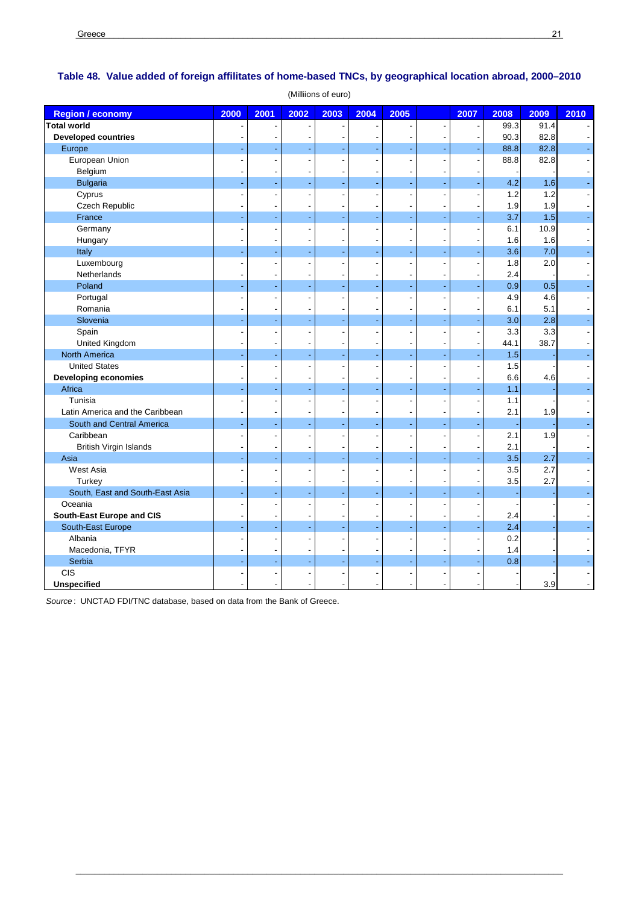## Table 48. Value added of foreign affiliates of home-based TNCs, by geographical location abroad, 2000–2010

(Milliions of euro)

| Region / economy | 2000 | 2001 | 2002 | 2003 | 2004 | 2005 | | 2007 | 2008 | 2009 | 2010 |
|---|---|---|---|---|---|---|---|---|---|---|---|
| **Total world** | - | - | - | - | - | - | - | - | 99.3 | 91.4 | - |
| **Developed countries** | - | - | - | - | - | - | - | - | 90.3 | 82.8 | - |
| Europe | - | - | - | - | - | - | - | - | 88.8 | 82.8 | - |
| European Union | - | - | - | - | - | - | - | - | 88.8 | 82.8 | - |
| Belgium | - | - | - | - | - | - | - | - | - | - | - |
| Bulgaria | - | - | - | - | - | - | - | - | 4.2 | 1.6 | - |
| Cyprus | - | - | - | - | - | - | - | - | 1.2 | 1.2 | - |
| Czech Republic | - | - | - | - | - | - | - | - | 1.9 | 1.9 | - |
| France | - | - | - | - | - | - | - | - | 3.7 | 1.5 | - |
| Germany | - | - | - | - | - | - | - | - | 6.1 | 10.9 | - |
| Hungary | - | - | - | - | - | - | - | - | 1.6 | 1.6 | - |
| Italy | - | - | - | - | - | - | - | - | 3.6 | 7.0 | - |
| Luxembourg | - | - | - | - | - | - | - | - | 1.8 | 2.0 | - |
| Netherlands | - | - | - | - | - | - | - | - | 2.4 | - | - |
| Poland | - | - | - | - | - | - | - | - | 0.9 | 0.5 | - |
| Portugal | - | - | - | - | - | - | - | - | 4.9 | 4.6 | - |
| Romania | - | - | - | - | - | - | - | - | 6.1 | 5.1 | - |
| Slovenia | - | - | - | - | - | - | - | - | 3.0 | 2.8 | - |
| Spain | - | - | - | - | - | - | - | - | 3.3 | 3.3 | - |
| United Kingdom | - | - | - | - | - | - | - | - | 44.1 | 38.7 | - |
| North America | - | - | - | - | - | - | - | - | 1.5 | - | - |
| United States | - | - | - | - | - | - | - | - | 1.5 | - | - |
| **Developing economies** | - | - | - | - | - | - | - | - | 6.6 | 4.6 | - |
| Africa | - | - | - | - | - | - | - | - | 1.1 | - | - |
| Tunisia | - | - | - | - | - | - | - | - | 1.1 | - | - |
| Latin America and the Caribbean | - | - | - | - | - | - | - | - | 2.1 | 1.9 | - |
| South and Central America | - | - | - | - | - | - | - | - | - | - | - |
| Caribbean | - | - | - | - | - | - | - | - | 2.1 | 1.9 | - |
| British Virgin Islands | - | - | - | - | - | - | - | - | 2.1 | - | - |
| Asia | - | - | - | - | - | - | - | - | 3.5 | 2.7 | - |
| West Asia | - | - | - | - | - | - | - | - | 3.5 | 2.7 | - |
| Turkey | - | - | - | - | - | - | - | - | 3.5 | 2.7 | - |
| South, East and South-East Asia | - | - | - | - | - | - | - | - | - | - | - |
| Oceania | - | - | - | - | - | - | - | - | - | - | - |
| **South-East Europe and CIS** | - | - | - | - | - | - | - | - | 2.4 | - | - |
| South-East Europe | - | - | - | - | - | - | - | - | 2.4 | - | - |
| Albania | - | - | - | - | - | - | - | - | 0.2 | - | - |
| Macedonia, TFYR | - | - | - | - | - | - | - | - | 1.4 | - | - |
| Serbia | - | - | - | - | - | - | - | - | 0.8 | - | - |
| CIS | - | - | - | - | - | - | - | - | - | - | - |
| **Unspecified** | - | - | - | - | - | - | - | - | - | 3.9 | - |

*Source*: UNCTAD FDI/TNC database, based on data from the Bank of Greece.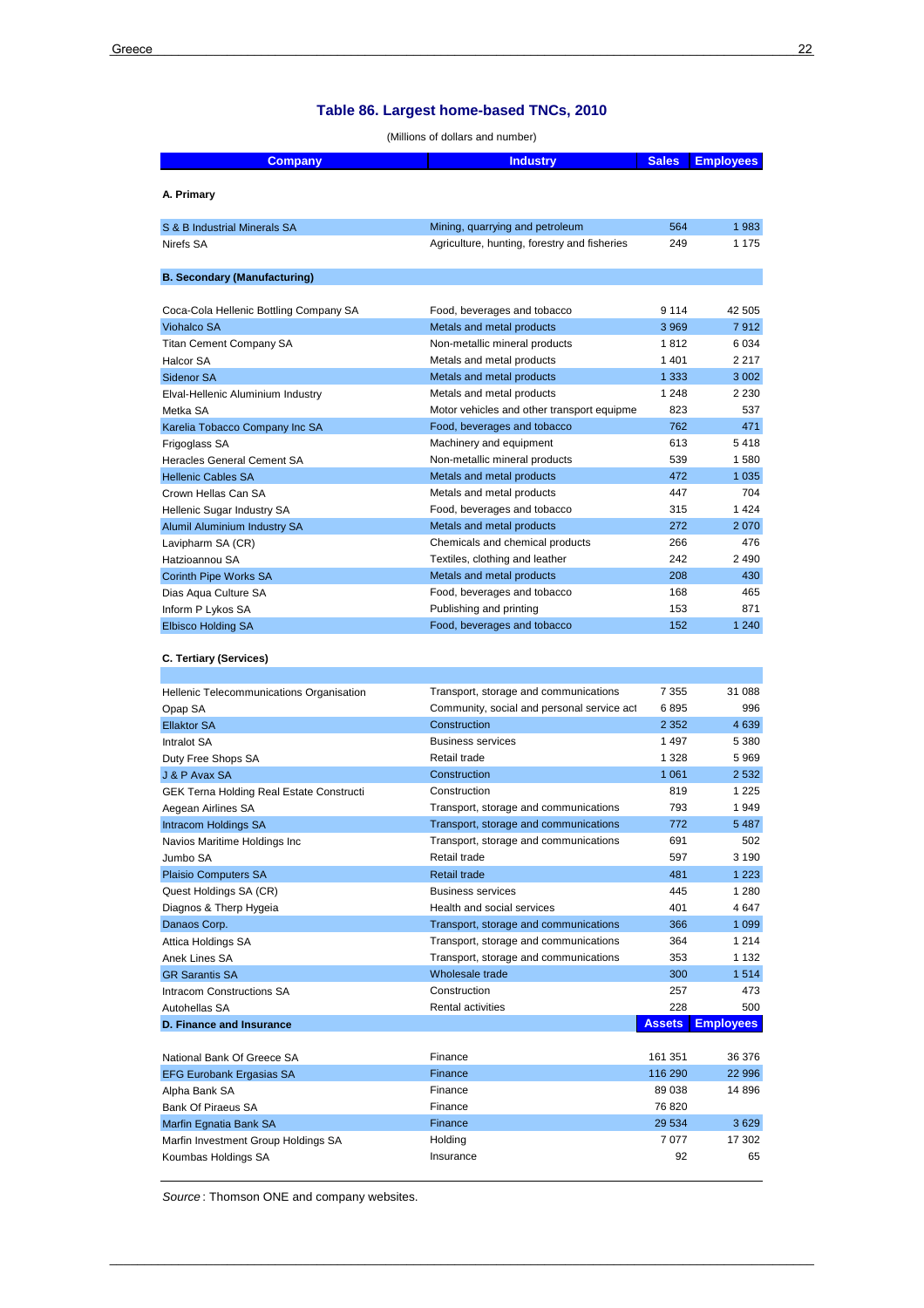## Table 86. Largest home-based TNCs, 2010

(Millions of dollars and number)

| Company | Industry | Sales | Employees |
|---|---|---|---|
| **A. Primary** | | | |
| S & B Industrial Minerals SA | Mining, quarrying and petroleum | 564 | 1 983 |
| Nirefs SA | Agriculture, hunting, forestry and fisheries | 249 | 1 175 |
| **B. Secondary (Manufacturing)** | | | |
| Coca-Cola Hellenic Bottling Company SA | Food, beverages and tobacco | 9 114 | 42 505 |
| Viohalco SA | Metals and metal products | 3 969 | 7 912 |
| Titan Cement Company SA | Non-metallic mineral products | 1 812 | 6 034 |
| Halcor SA | Metals and metal products | 1 401 | 2 217 |
| Sidenor SA | Metals and metal products | 1 333 | 3 002 |
| Elval-Hellenic Aluminium Industry | Metals and metal products | 1 248 | 2 230 |
| Metka SA | Motor vehicles and other transport equipme | 823 | 537 |
| Karelia Tobacco Company Inc SA | Food, beverages and tobacco | 762 | 471 |
| Frigoglass SA | Machinery and equipment | 613 | 5 418 |
| Heracles General Cement SA | Non-metallic mineral products | 539 | 1 580 |
| Hellenic Cables SA | Metals and metal products | 472 | 1 035 |
| Crown Hellas Can SA | Metals and metal products | 447 | 704 |
| Hellenic Sugar Industry SA | Food, beverages and tobacco | 315 | 1 424 |
| Alumil Aluminium Industry SA | Metals and metal products | 272 | 2 070 |
| Lavipharm SA (CR) | Chemicals and chemical products | 266 | 476 |
| Hatzioannou SA | Textiles, clothing and leather | 242 | 2 490 |
| Corinth Pipe Works SA | Metals and metal products | 208 | 430 |
| Dias Aqua Culture SA | Food, beverages and tobacco | 168 | 465 |
| Inform P Lykos SA | Publishing and printing | 153 | 871 |
| Elbisco Holding SA | Food, beverages and tobacco | 152 | 1 240 |
| **C. Tertiary (Services)** | | | |
| Hellenic Telecommunications Organisation | Transport, storage and communications | 7 355 | 31 088 |
| Opap SA | Community, social and personal service act | 6 895 | 996 |
| Ellaktor SA | Construction | 2 352 | 4 639 |
| Intralot SA | Business services | 1 497 | 5 380 |
| Duty Free Shops SA | Retail trade | 1 328 | 5 969 |
| J & P Avax SA | Construction | 1 061 | 2 532 |
| GEK Terna Holding Real Estate Constructi | Construction | 819 | 1 225 |
| Aegean Airlines SA | Transport, storage and communications | 793 | 1 949 |
| Intracom Holdings SA | Transport, storage and communications | 772 | 5 487 |
| Navios Maritime Holdings Inc | Transport, storage and communications | 691 | 502 |
| Jumbo SA | Retail trade | 597 | 3 190 |
| Plaisio Computers SA | Retail trade | 481 | 1 223 |
| Quest Holdings SA (CR) | Business services | 445 | 1 280 |
| Diagnos & Therp Hygeia | Health and social services | 401 | 4 647 |
| Danaos Corp. | Transport, storage and communications | 366 | 1 099 |
| Attica Holdings SA | Transport, storage and communications | 364 | 1 214 |
| Anek Lines SA | Transport, storage and communications | 353 | 1 132 |
| GR Sarantis SA | Wholesale trade | 300 | 1 514 |
| Intracom Constructions SA | Construction | 257 | 473 |
| Autohellas SA | Rental activities | 228 | 500 |
| **D. Finance and Insurance** | | **Assets** | **Employees** |
| National Bank Of Greece SA | Finance | 161 351 | 36 376 |
| EFG Eurobank Ergasias SA | Finance | 116 290 | 22 996 |
| Alpha Bank SA | Finance | 89 038 | 14 896 |
| Bank Of Piraeus SA | Finance | 76 820 | |
| Marfin Egnatia Bank SA | Finance | 29 534 | 3 629 |
| Marfin Investment Group Holdings SA | Holding | 7 077 | 17 302 |
| Koumbas Holdings SA | Insurance | 92 | 65 |

*Source*: Thomson ONE and company websites.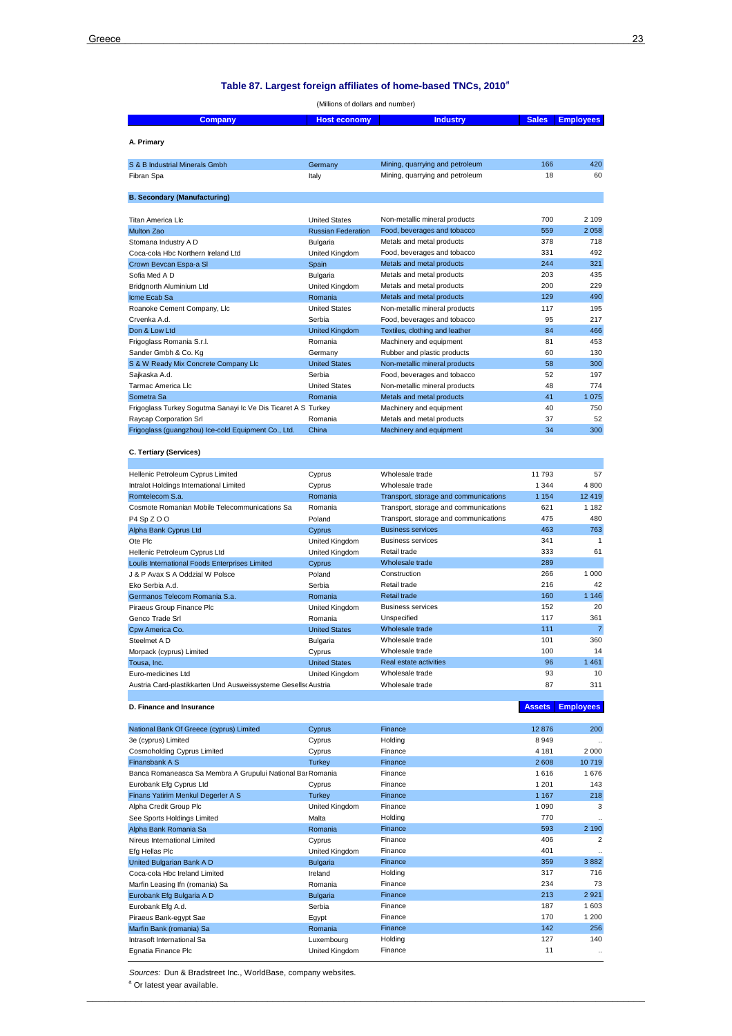## Table 87. Largest foreign affiliates of home-based TNCs, 2010[a]

(Millions of dollars and number)

| Company | Host economy | Industry | Sales | Employees |
|---|---|---|---|---|
| **A. Primary** | | | | |
| S & B Industrial Minerals Gmbh | Germany | Mining, quarrying and petroleum | 166 | 420 |
| Fibran Spa | Italy | Mining, quarrying and petroleum | 18 | 60 |
| **B. Secondary (Manufacturing)** | | | | |
| Titan America Llc | United States | Non-metallic mineral products | 700 | 2 109 |
| Multon Zao | Russian Federation | Food, beverages and tobacco | 559 | 2 058 |
| Stomana Industry A D | Bulgaria | Metals and metal products | 378 | 718 |
| Coca-cola Hbc Northern Ireland Ltd | United Kingdom | Food, beverages and tobacco | 331 | 492 |
| Crown Bevcan Espa-a Sl | Spain | Metals and metal products | 244 | 321 |
| Sofia Med A D | Bulgaria | Metals and metal products | 203 | 435 |
| Bridgnorth Aluminium Ltd | United Kingdom | Metals and metal products | 200 | 229 |
| Icme Ecab Sa | Romania | Metals and metal products | 129 | 490 |
| Roanoke Cement Company, Llc | United States | Non-metallic mineral products | 117 | 195 |
| Crvenka A.d. | Serbia | Food, beverages and tobacco | 95 | 217 |
| Don & Low Ltd | United Kingdom | Textiles, clothing and leather | 84 | 466 |
| Frigoglass Romania S.r.l. | Romania | Machinery and equipment | 81 | 453 |
| Sander Gmbh & Co. Kg | Germany | Rubber and plastic products | 60 | 130 |
| S & W Ready Mix Concrete Company Llc | United States | Non-metallic mineral products | 58 | 300 |
| Sajkaska A.d. | Serbia | Food, beverages and tobacco | 52 | 197 |
| Tarmac America Llc | United States | Non-metallic mineral products | 48 | 774 |
| Sometra Sa | Romania | Metals and metal products | 41 | 1 075 |
| Frigoglass Turkey Sogutma Sanayi Ic Ve Dis Ticaret A S | Turkey | Machinery and equipment | 40 | 750 |
| Raycap Corporation Srl | Romania | Metals and metal products | 37 | 52 |
| Frigoglass (guangzhou) Ice-cold Equipment Co., Ltd. | China | Machinery and equipment | 34 | 300 |
| **C. Tertiary (Services)** | | | | |
| Hellenic Petroleum Cyprus Limited | Cyprus | Wholesale trade | 11 793 | 57 |
| Intralot Holdings International Limited | Cyprus | Wholesale trade | 1 344 | 4 800 |
| Romtelecom S.a. | Romania | Transport, storage and communications | 1 154 | 12 419 |
| Cosmote Romanian Mobile Telecommunications Sa | Romania | Transport, storage and communications | 621 | 1 182 |
| P4 Sp Z O O | Poland | Transport, storage and communications | 475 | 480 |
| Alpha Bank Cyprus Ltd | Cyprus | Business services | 463 | 763 |
| Ote Plc | United Kingdom | Business services | 341 | 1 |
| Hellenic Petroleum Cyprus Ltd | United Kingdom | Retail trade | 333 | 61 |
| Loulis International Foods Enterprises Limited | Cyprus | Wholesale trade | 289 | |
| J & P Avax S A Oddzial W Polsce | Poland | Construction | 266 | 1 000 |
| Eko Serbia A.d. | Serbia | Retail trade | 216 | 42 |
| Germanos Telecom Romania S.a. | Romania | Retail trade | 160 | 1 146 |
| Piraeus Group Finance Plc | United Kingdom | Business services | 152 | 20 |
| Genco Trade Srl | Romania | Unspecified | 117 | 361 |
| Cpw America Co. | United States | Wholesale trade | 111 | 7 |
| Steelmet A D | Bulgaria | Wholesale trade | 101 | 360 |
| Morpack (cyprus) Limited | Cyprus | Wholesale trade | 100 | 14 |
| Tousa, Inc. | United States | Real estate activities | 96 | 1 461 |
| Euro-medicines Ltd | United Kingdom | Wholesale trade | 93 | 10 |
| Austria Card-plastikkarten Und Ausweissysteme Gesellsc | Austria | Wholesale trade | 87 | 311 |
| **D. Finance and Insurance** | | | **Assets** | **Employees** |
| National Bank Of Greece (cyprus) Limited | Cyprus | Finance | 12 876 | 200 |
| 3e (cyprus) Limited | Cyprus | Holding | 8 949 | .. |
| Cosmoholding Cyprus Limited | Cyprus | Finance | 4 181 | 2 000 |
| Finansbank A S | Turkey | Finance | 2 608 | 10 719 |
| Banca Romaneasca Sa Membra A Grupului National Bar | Romania | Finance | 1 616 | 1 676 |
| Eurobank Efg Cyprus Ltd | Cyprus | Finance | 1 201 | 143 |
| Finans Yatirim Menkul Degerler A S | Turkey | Finance | 1 167 | 218 |
| Alpha Credit Group Plc | United Kingdom | Finance | 1 090 | 3 |
| See Sports Holdings Limited | Malta | Holding | 770 | .. |
| Alpha Bank Romania Sa | Romania | Finance | 593 | 2 190 |
| Nireus International Limited | Cyprus | Finance | 406 | 2 |
| Efg Hellas Plc | United Kingdom | Finance | 401 | .. |
| United Bulgarian Bank A D | Bulgaria | Finance | 359 | 3 882 |
| Coca-cola Hbc Ireland Limited | Ireland | Holding | 317 | 716 |
| Marfin Leasing Ifn (romania) Sa | Romania | Finance | 234 | 73 |
| Eurobank Efg Bulgaria A D | Bulgaria | Finance | 213 | 2 921 |
| Eurobank Efg A.d. | Serbia | Finance | 187 | 1 603 |
| Piraeus Bank-egypt Sae | Egypt | Finance | 170 | 1 200 |
| Marfin Bank (romania) Sa | Romania | Finance | 142 | 256 |
| Intrasoft International Sa | Luxembourg | Holding | 127 | 140 |
| Egnatia Finance Plc | United Kingdom | Finance | 11 | .. |

*Sources:* Dun & Bradstreet Inc., WorldBase, company websites.

[a] Or latest year available.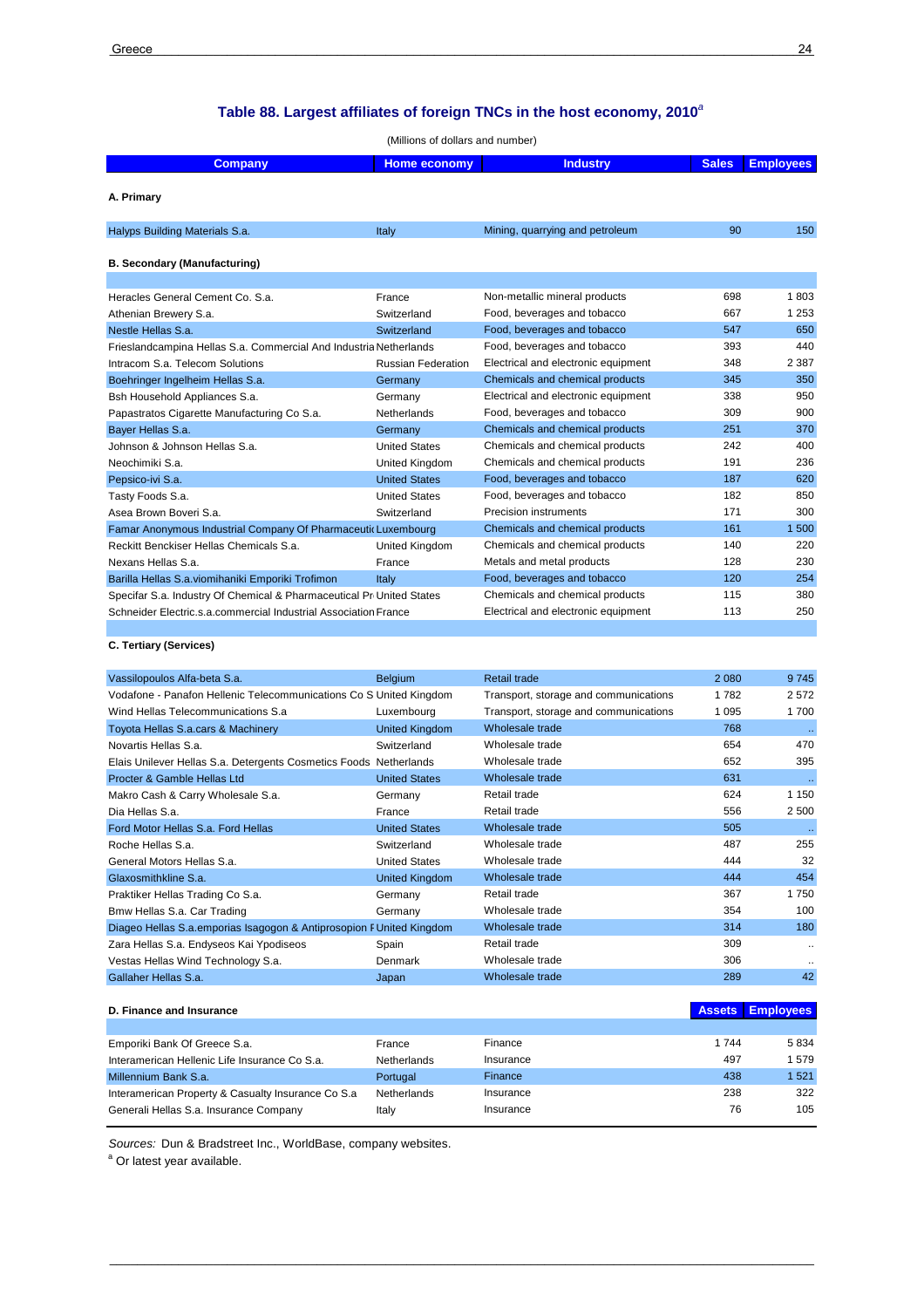## Table 88. Largest affiliates of foreign TNCs in the host economy, 2010[a]

(Millions of dollars and number)

| Company | Home economy | Industry | Sales | Employees |
|---|---|---|---|---|
| **A. Primary** | | | | |
| Halyps Building Materials S.a. | Italy | Mining, quarrying and petroleum | 90 | 150 |
| **B. Secondary (Manufacturing)** | | | | |
| Heracles General Cement Co. S.a. | France | Non-metallic mineral products | 698 | 1 803 |
| Athenian Brewery S.a. | Switzerland | Food, beverages and tobacco | 667 | 1 253 |
| Nestle Hellas S.a. | Switzerland | Food, beverages and tobacco | 547 | 650 |
| Frieslandcampina Hellas S.a. Commercial And Industria | Netherlands | Food, beverages and tobacco | 393 | 440 |
| Intracom S.a. Telecom Solutions | Russian Federation | Electrical and electronic equipment | 348 | 2 387 |
| Boehringer Ingelheim Hellas S.a. | Germany | Chemicals and chemical products | 345 | 350 |
| Bsh Household Appliances S.a. | Germany | Electrical and electronic equipment | 338 | 950 |
| Papastratos Cigarette Manufacturing Co S.a. | Netherlands | Food, beverages and tobacco | 309 | 900 |
| Bayer Hellas S.a. | Germany | Chemicals and chemical products | 251 | 370 |
| Johnson & Johnson Hellas S.a. | United States | Chemicals and chemical products | 242 | 400 |
| Neochimiki S.a. | United Kingdom | Chemicals and chemical products | 191 | 236 |
| Pepsico-ivi S.a. | United States | Food, beverages and tobacco | 187 | 620 |
| Tasty Foods S.a. | United States | Food, beverages and tobacco | 182 | 850 |
| Asea Brown Boveri S.a. | Switzerland | Precision instruments | 171 | 300 |
| Famar Anonymous Industrial Company Of Pharmaceutic | Luxembourg | Chemicals and chemical products | 161 | 1 500 |
| Reckitt Benckiser Hellas Chemicals S.a. | United Kingdom | Chemicals and chemical products | 140 | 220 |
| Nexans Hellas S.a. | France | Metals and metal products | 128 | 230 |
| Barilla Hellas S.a.viomihaniki Emporiki Trofimon | Italy | Food, beverages and tobacco | 120 | 254 |
| Specifar S.a. Industry Of Chemical & Pharmaceutical Pr | United States | Chemicals and chemical products | 115 | 380 |
| Schneider Electric.s.a.commercial Industrial Association | France | Electrical and electronic equipment | 113 | 250 |
| **C. Tertiary (Services)** | | | | |
| Vassilopoulos Alfa-beta S.a. | Belgium | Retail trade | 2 080 | 9 745 |
| Vodafone - Panafon Hellenic Telecommunications Co S | United Kingdom | Transport, storage and communications | 1 782 | 2 572 |
| Wind Hellas Telecommunications S.a | Luxembourg | Transport, storage and communications | 1 095 | 1 700 |
| Toyota Hellas S.a.cars & Machinery | United Kingdom | Wholesale trade | 768 | .. |
| Novartis Hellas S.a. | Switzerland | Wholesale trade | 654 | 470 |
| Elais Unilever Hellas S.a. Detergents Cosmetics Foods | Netherlands | Wholesale trade | 652 | 395 |
| Procter & Gamble Hellas Ltd | United States | Wholesale trade | 631 | .. |
| Makro Cash & Carry Wholesale S.a. | Germany | Retail trade | 624 | 1 150 |
| Dia Hellas S.a. | France | Retail trade | 556 | 2 500 |
| Ford Motor Hellas S.a. Ford Hellas | United States | Wholesale trade | 505 | .. |
| Roche Hellas S.a. | Switzerland | Wholesale trade | 487 | 255 |
| General Motors Hellas S.a. | United States | Wholesale trade | 444 | 32 |
| Glaxosmithkline S.a. | United Kingdom | Wholesale trade | 444 | 454 |
| Praktiker Hellas Trading Co S.a. | Germany | Retail trade | 367 | 1 750 |
| Bmw Hellas S.a. Car Trading | Germany | Wholesale trade | 354 | 100 |
| Diageo Hellas S.a.emporias Isagogon & Antiprosopion F | United Kingdom | Wholesale trade | 314 | 180 |
| Zara Hellas S.a. Endyseos Kai Ypodiseos | Spain | Retail trade | 309 | .. |
| Vestas Hellas Wind Technology S.a. | Denmark | Wholesale trade | 306 | .. |
| Gallaher Hellas S.a. | Japan | Wholesale trade | 289 | 42 |
| **D. Finance and Insurance** | | | **Assets** | **Employees** |
| Emporiki Bank Of Greece S.a. | France | Finance | 1 744 | 5 834 |
| Interamerican Hellenic Life Insurance Co S.a. | Netherlands | Insurance | 497 | 1 579 |
| Millennium Bank S.a. | Portugal | Finance | 438 | 1 521 |
| Interamerican Property & Casualty Insurance Co S.a | Netherlands | Insurance | 238 | 322 |
| Generali Hellas S.a. Insurance Company | Italy | Insurance | 76 | 105 |

*Sources:* Dun & Bradstreet Inc., WorldBase, company websites.

[a] Or latest year available.